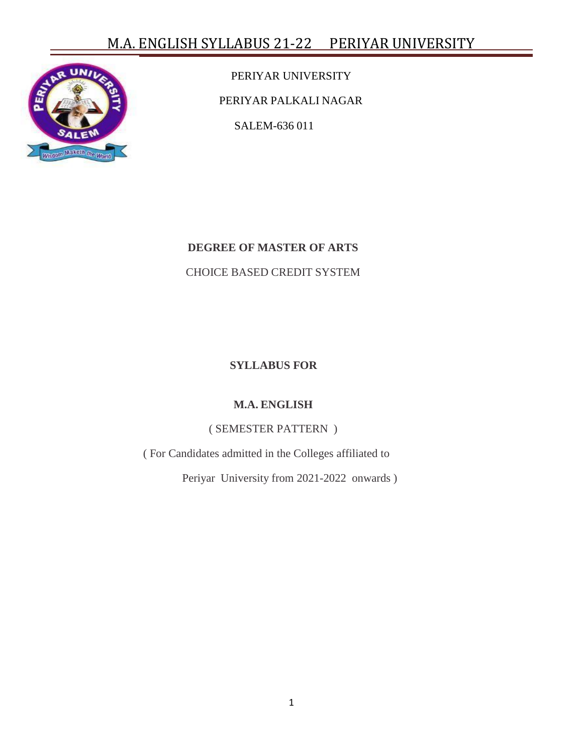PERIYAR UNIVERSITY

PERIYAR PALKALI NAGAR

SALEM-636 011

**DEGREE OF MASTER OF ARTS**

CHOICE BASED CREDIT SYSTEM

**SYLLABUS FOR**

**M.A. ENGLISH**

( SEMESTER PATTERN )

( For Candidates admitted in the Colleges affiliated to

Periyar University from 2021-2022 onwards )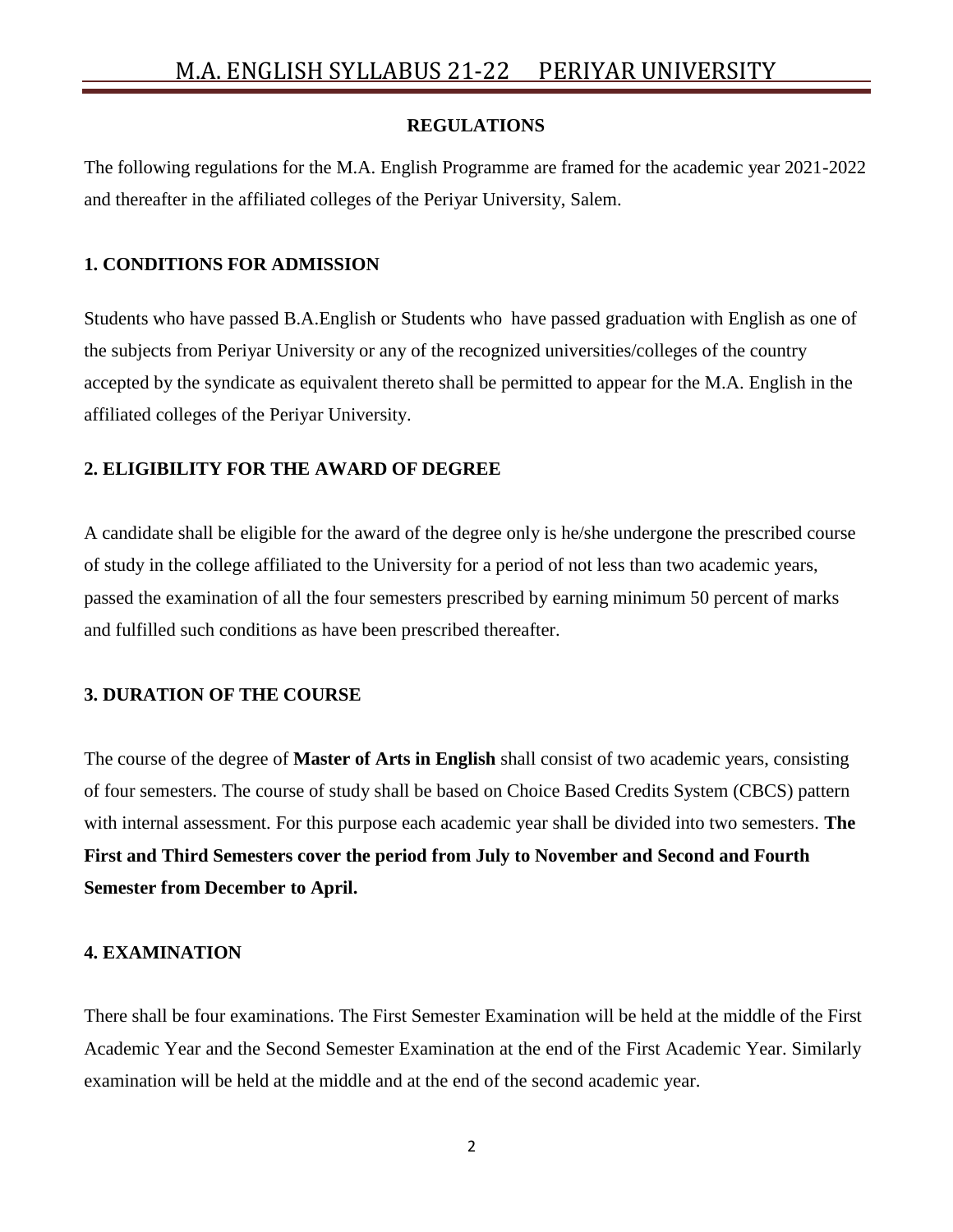## REGULATIONS

The following regulations for the M.A. English Programme are framed for the academic year 2021-2022 and thereafter in the affiliated colleges of the Periyar University, Salem.

### 1. CONDITIONS FOR ADMISSION

Students who have passed B.A.English or Students who have passed graduation with English as one of the subjects from Periyar University or any of the recognized universities/colleges of the country accepted by the syndicate as equivalent thereto shall be permitted to appear for the M.A. English in the affiliated colleges of the Periyar University.

### 2. ELIGIBILITY FOR THE AWARD OF DEGREE

A candidate shall be eligible for the award of the degree only is he/she undergone the prescribed course of study in the college affiliated to the University for a period of not less than two academic years, passed the examination of all the four semesters prescribed by earning minimum 50 percent of marks and fulfilled such conditions as have been prescribed thereafter.

### 3. DURATION OF THE COURSE

The course of the degree of **Master of Arts in English** shall consist of two academic years, consisting of four semesters. The course of study shall be based on Choice Based Credits System (CBCS) pattern with internal assessment. For this purpose each academic year shall be divided into two semesters. **The First and Third Semesters cover the period from July to November and Second and Fourth Semester from December to April.**

### 4. EXAMINATION

There shall be four examinations. The First Semester Examination will be held at the middle of the First Academic Year and the Second Semester Examination at the end of the First Academic Year. Similarly examination will be held at the middle and at the end of the second academic year.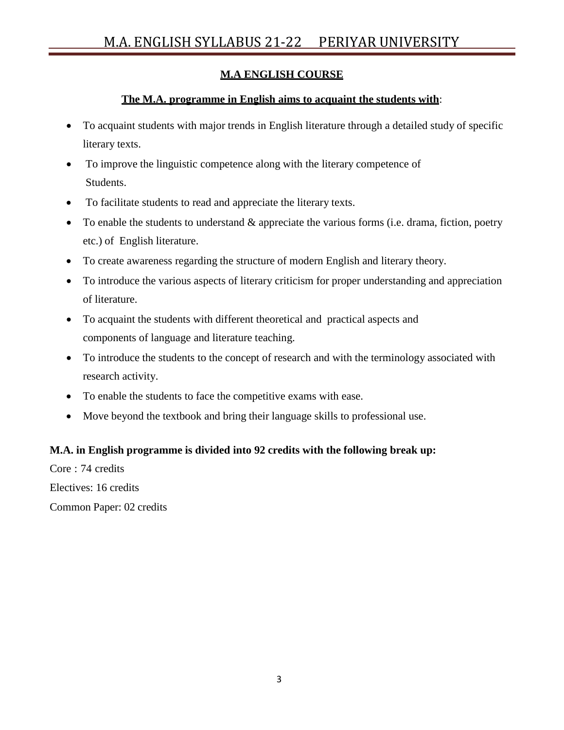## M.A ENGLISH COURSE

**The M.A. programme in English aims to acquaint the students with**:

- To acquaint students with major trends in English literature through a detailed study of specific literary texts.
- To improve the linguistic competence along with the literary competence of Students.
- To facilitate students to read and appreciate the literary texts.
- To enable the students to understand & appreciate the various forms (i.e. drama, fiction, poetry etc.) of English literature.
- To create awareness regarding the structure of modern English and literary theory.
- To introduce the various aspects of literary criticism for proper understanding and appreciation of literature.
- To acquaint the students with different theoretical and practical aspects and components of language and literature teaching.
- To introduce the students to the concept of research and with the terminology associated with research activity.
- To enable the students to face the competitive exams with ease.
- Move beyond the textbook and bring their language skills to professional use.

**M.A. in English programme is divided into 92 credits with the following break up:**

Core : 74 credits

Electives: 16 credits

Common Paper: 02 credits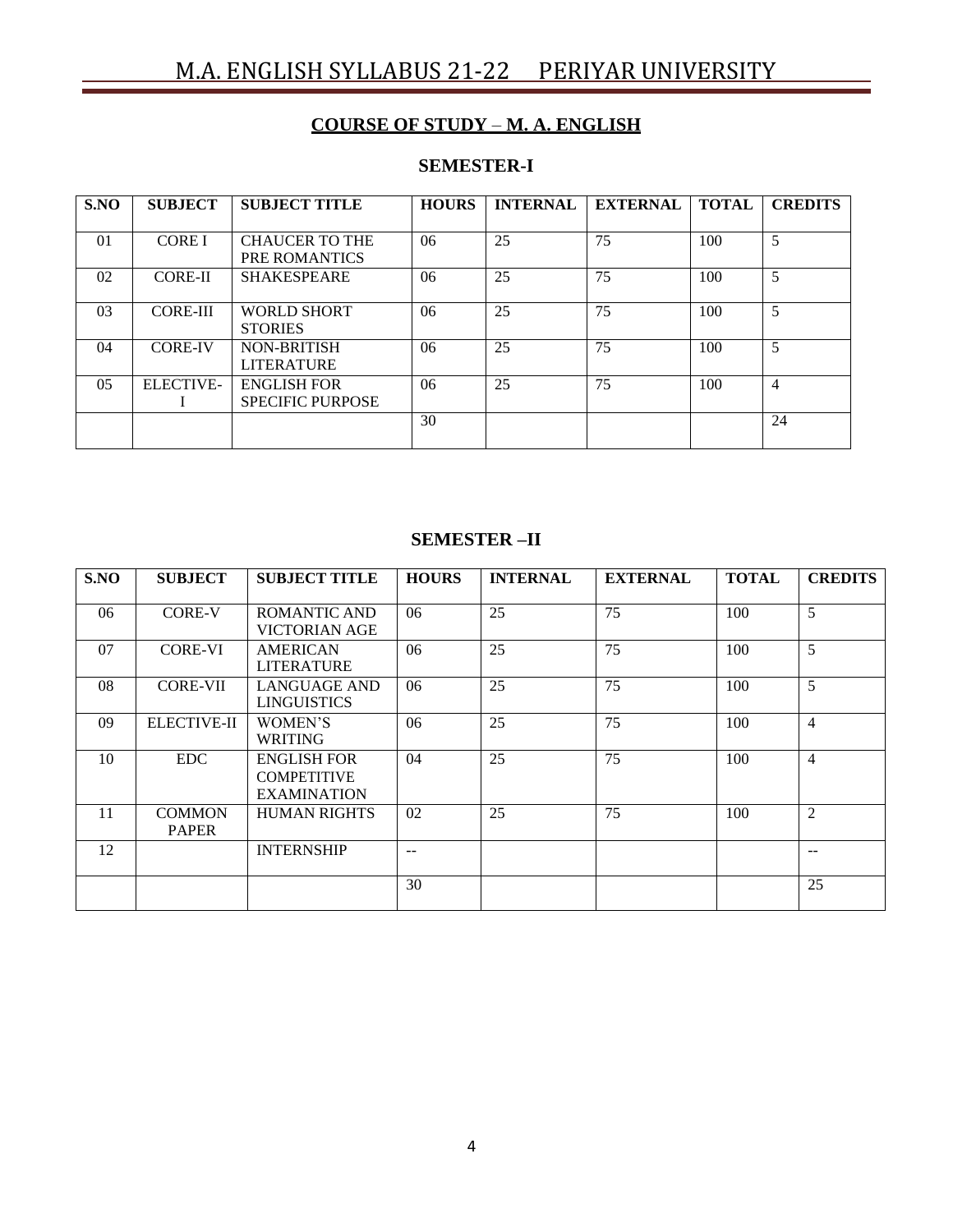## COURSE OF STUDY – M. A. ENGLISH

### SEMESTER-I

| S.NO | SUBJECT | SUBJECT TITLE | HOURS | INTERNAL | EXTERNAL | TOTAL | CREDITS |
|---|---|---|---|---|---|---|---|
| 01 | CORE I | CHAUCER TO THE PRE ROMANTICS | 06 | 25 | 75 | 100 | 5 |
| 02 | CORE-II | SHAKESPEARE | 06 | 25 | 75 | 100 | 5 |
| 03 | CORE-III | WORLD SHORT STORIES | 06 | 25 | 75 | 100 | 5 |
| 04 | CORE-IV | NON-BRITISH LITERATURE | 06 | 25 | 75 | 100 | 5 |
| 05 | ELECTIVE-I | ENGLISH FOR SPECIFIC PURPOSE | 06 | 25 | 75 | 100 | 4 |
| | | | 30 | | | | 24 |

### SEMESTER –II

| S.NO | SUBJECT | SUBJECT TITLE | HOURS | INTERNAL | EXTERNAL | TOTAL | CREDITS |
|---|---|---|---|---|---|---|---|
| 06 | CORE-V | ROMANTIC AND VICTORIAN AGE | 06 | 25 | 75 | 100 | 5 |
| 07 | CORE-VI | AMERICAN LITERATURE | 06 | 25 | 75 | 100 | 5 |
| 08 | CORE-VII | LANGUAGE AND LINGUISTICS | 06 | 25 | 75 | 100 | 5 |
| 09 | ELECTIVE-II | WOMEN'S WRITING | 06 | 25 | 75 | 100 | 4 |
| 10 | EDC | ENGLISH FOR COMPETITIVE EXAMINATION | 04 | 25 | 75 | 100 | 4 |
| 11 | COMMON PAPER | HUMAN RIGHTS | 02 | 25 | 75 | 100 | 2 |
| 12 | | INTERNSHIP | -- | | | | -- |
| | | | 30 | | | | 25 |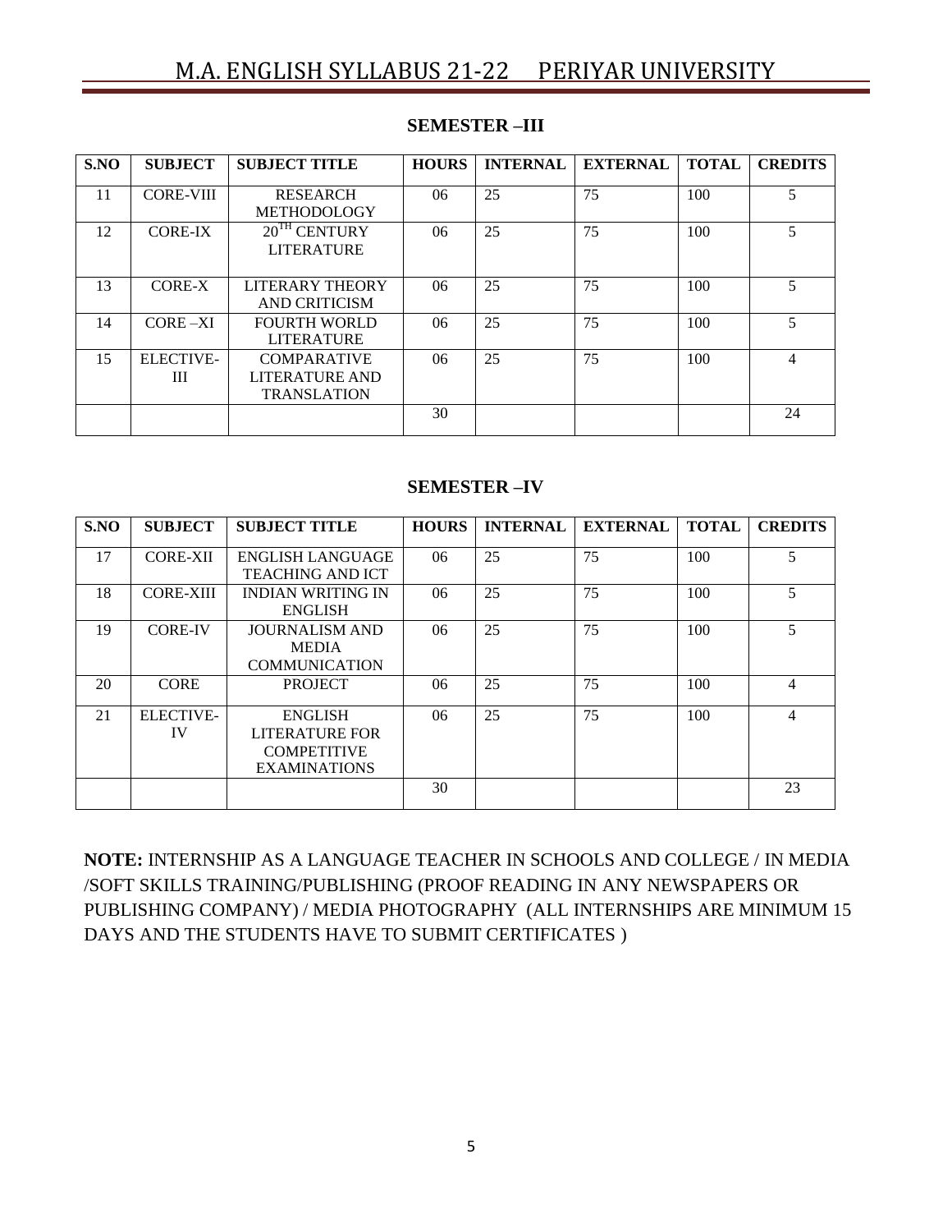## SEMESTER –III

| S.NO | SUBJECT | SUBJECT TITLE | HOURS | INTERNAL | EXTERNAL | TOTAL | CREDITS |
|---|---|---|---|---|---|---|---|
| 11 | CORE-VIII | RESEARCH METHODOLOGY | 06 | 25 | 75 | 100 | 5 |
| 12 | CORE-IX | 20TH CENTURY LITERATURE | 06 | 25 | 75 | 100 | 5 |
| 13 | CORE-X | LITERARY THEORY AND CRITICISM | 06 | 25 | 75 | 100 | 5 |
| 14 | CORE –XI | FOURTH WORLD LITERATURE | 06 | 25 | 75 | 100 | 5 |
| 15 | ELECTIVE-III | COMPARATIVE LITERATURE AND TRANSLATION | 06 | 25 | 75 | 100 | 4 |
| | | | 30 | | | | 24 |

## SEMESTER –IV

| S.NO | SUBJECT | SUBJECT TITLE | HOURS | INTERNAL | EXTERNAL | TOTAL | CREDITS |
|---|---|---|---|---|---|---|---|
| 17 | CORE-XII | ENGLISH LANGUAGE TEACHING AND ICT | 06 | 25 | 75 | 100 | 5 |
| 18 | CORE-XIII | INDIAN WRITING IN ENGLISH | 06 | 25 | 75 | 100 | 5 |
| 19 | CORE-IV | JOURNALISM AND MEDIA COMMUNICATION | 06 | 25 | 75 | 100 | 5 |
| 20 | CORE | PROJECT | 06 | 25 | 75 | 100 | 4 |
| 21 | ELECTIVE-IV | ENGLISH LITERATURE FOR COMPETITIVE EXAMINATIONS | 06 | 25 | 75 | 100 | 4 |
| | | | 30 | | | | 23 |

**NOTE:** INTERNSHIP AS A LANGUAGE TEACHER IN SCHOOLS AND COLLEGE / IN MEDIA /SOFT SKILLS TRAINING/PUBLISHING (PROOF READING IN ANY NEWSPAPERS OR PUBLISHING COMPANY) / MEDIA PHOTOGRAPHY (ALL INTERNSHIPS ARE MINIMUM 15 DAYS AND THE STUDENTS HAVE TO SUBMIT CERTIFICATES )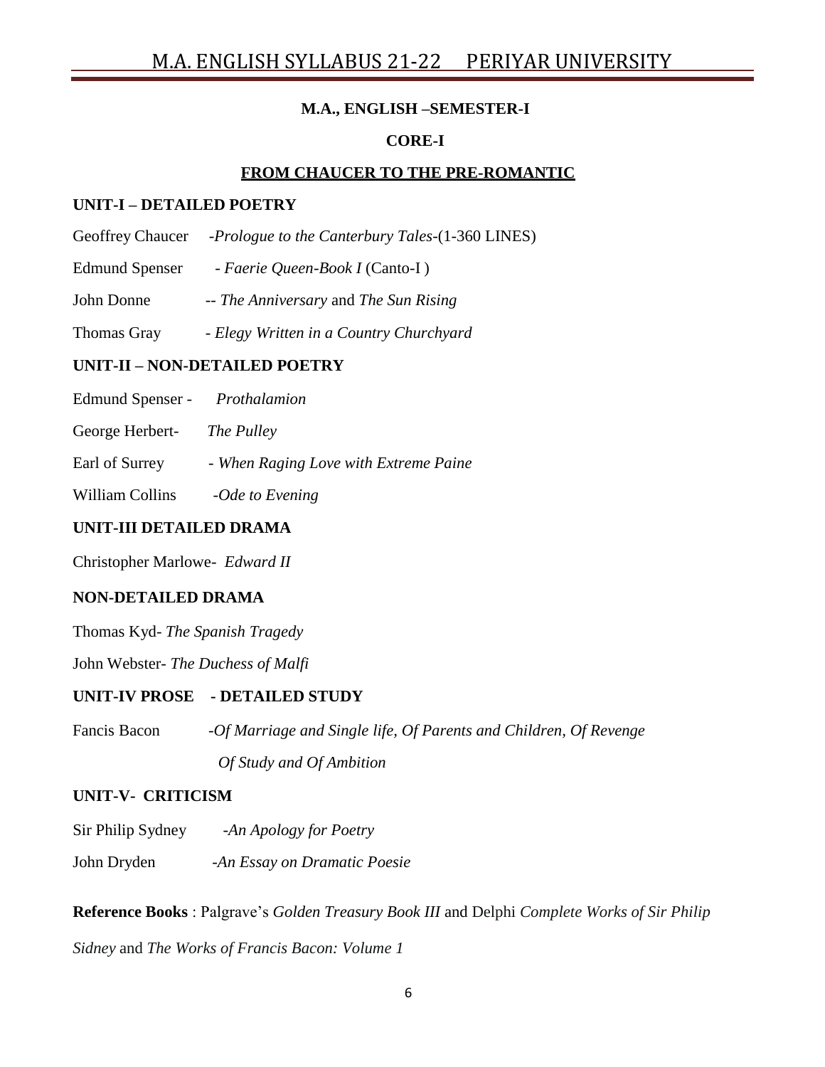**M.A., ENGLISH –SEMESTER-I**

**CORE-I**

**FROM CHAUCER TO THE PRE-ROMANTIC**

**UNIT-I – DETAILED POETRY**

Geoffrey Chaucer -*Prologue to the Canterbury Tales*-(1-360 LINES)

Edmund Spenser - *Faerie Queen-Book I* (Canto-I )

John Donne -- *The Anniversay* and *The Sun Rising*

Thomas Gray - *Elegy Written in a Country Churchyard*

**UNIT-II – NON-DETAILED POETRY**

Edmund Spenser - *Prothalamion*

George Herbert- *The Pulley*

Earl of Surrey - *When Raging Love with Extreme Paine*

William Collins -*Ode to Evening*

**UNIT-III DETAILED DRAMA**

Christopher Marlowe- *Edward II*

**NON-DETAILED DRAMA**

Thomas Kyd- *The Spanish Tragedy*

John Webster- *The Duchess of Malfi*

**UNIT-IV PROSE - DETAILED STUDY**

Fancis Bacon -*Of Marriage and Single life, Of Parents and Children, Of Revenge Of Study and Of Ambition*

**UNIT-V- CRITICISM**

Sir Philip Sydney -*An Apology for Poetry*

John Dryden -*An Essay on Dramatic Poesie*

**Reference Books** : Palgrave's *Golden Treasury Book III* and Delphi *Complete Works of Sir Philip Sidney* and *The Works of Francis Bacon: Volume 1*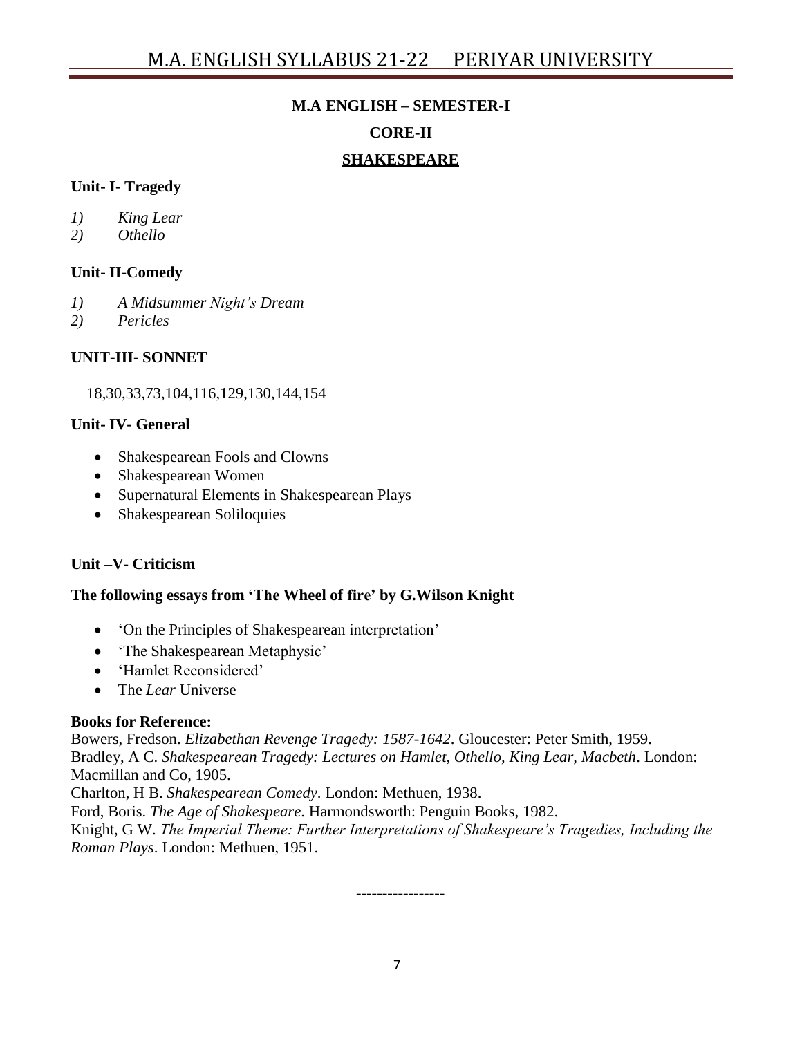## M.A ENGLISH – SEMESTER-I

## CORE-II

## SHAKESPEARE

**Unit- I- Tragedy**

1) *King Lear*
2) *Othello*

**Unit- II-Comedy**

1) *A Midsummer Night's Dream*
2) *Pericles*

**UNIT-III- SONNET**

18,30,33,73,104,116,129,130,144,154

**Unit- IV- General**

- Shakespearean Fools and Clowns
- Shakespearean Women
- Supernatural Elements in Shakespearean Plays
- Shakespearean Soliloquies

**Unit –V- Criticism**

**The following essays from 'The Wheel of fire' by G.Wilson Knight**

- 'On the Principles of Shakespearean interpretation'
- 'The Shakespearean Metaphysic'
- 'Hamlet Reconsidered'
- The *Lear* Universe

**Books for Reference:**

Bowers, Fredson. *Elizabethan Revenge Tragedy: 1587-1642*. Gloucester: Peter Smith, 1959.
Bradley, A C. *Shakespearean Tragedy: Lectures on Hamlet, Othello, King Lear, Macbeth*. London: Macmillan and Co, 1905.
Charlton, H B. *Shakespearean Comedy*. London: Methuen, 1938.
Ford, Boris. *The Age of Shakespeare*. Harmondsworth: Penguin Books, 1982.
Knight, G W. *The Imperial Theme: Further Interpretations of Shakespeare's Tragedies, Including the Roman Plays*. London: Methuen, 1951.

-----------------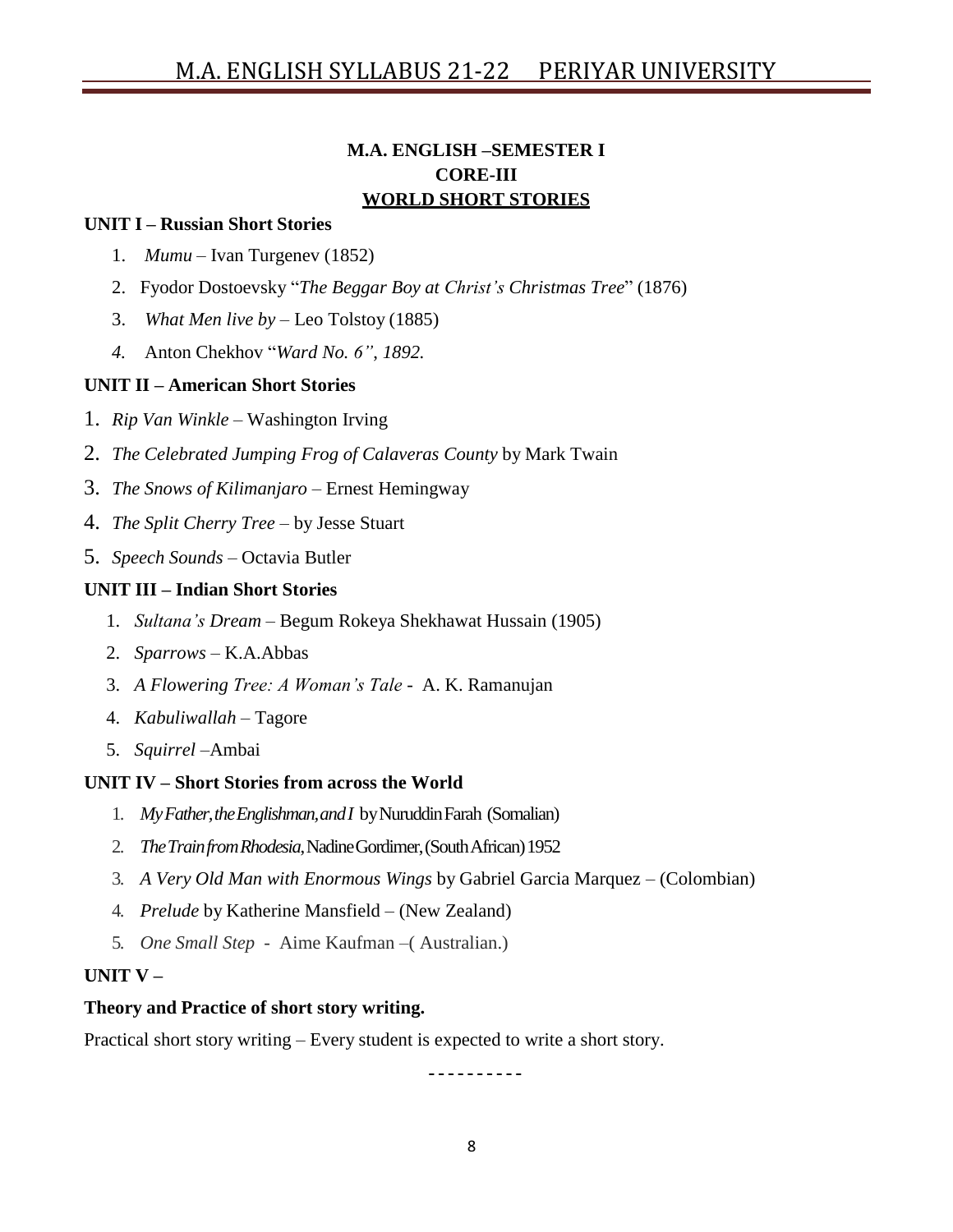**M.A. ENGLISH –SEMESTER I**

**CORE-III**

**WORLD SHORT STORIES**

**UNIT I – Russian Short Stories**

1. *Mumu* – Ivan Turgenev (1852)
2. Fyodor Dostoevsky "*The Beggar Boy at Christ's Christmas Tree*" (1876)
3. *What Men live by* – Leo Tolstoy (1885)
4. Anton Chekhov "*Ward No. 6", 1892.*

**UNIT II – American Short Stories**

1. *Rip Van Winkle* – Washington Irving
2. *The Celebrated Jumping Frog of Calaveras County* by Mark Twain
3. *The Snows of Kilimanjaro* – Ernest Hemingway
4. *The Split Cherry Tree* – by Jesse Stuart
5. *Speech Sounds* – Octavia Butler

**UNIT III – Indian Short Stories**

1. *Sultana's Dream* – Begum Rokeya Shekhawat Hussain (1905)
2. *Sparrows* – K.A.Abbas
3. *A Flowering Tree: A Woman's Tale* - A. K. Ramanujan
4. *Kabuliwallah* – Tagore
5. *Squirrel* –Ambai

**UNIT IV – Short Stories from across the World**

1. *My Father, the Englishman, and I* by Nuruddin Farah (Somalian)
2. *The Train from Rhodesia*, Nadine Gordimer, (South African) 1952
3. *A Very Old Man with Enormous Wings* by Gabriel Garcia Marquez – (Colombian)
4. *Prelude* by Katherine Mansfield – (New Zealand)
5. *One Small Step* - Aime Kaufman –( Australian.)

**UNIT V –**

**Theory and Practice of short story writing.**

Practical short story writing – Every student is expected to write a short story.

----------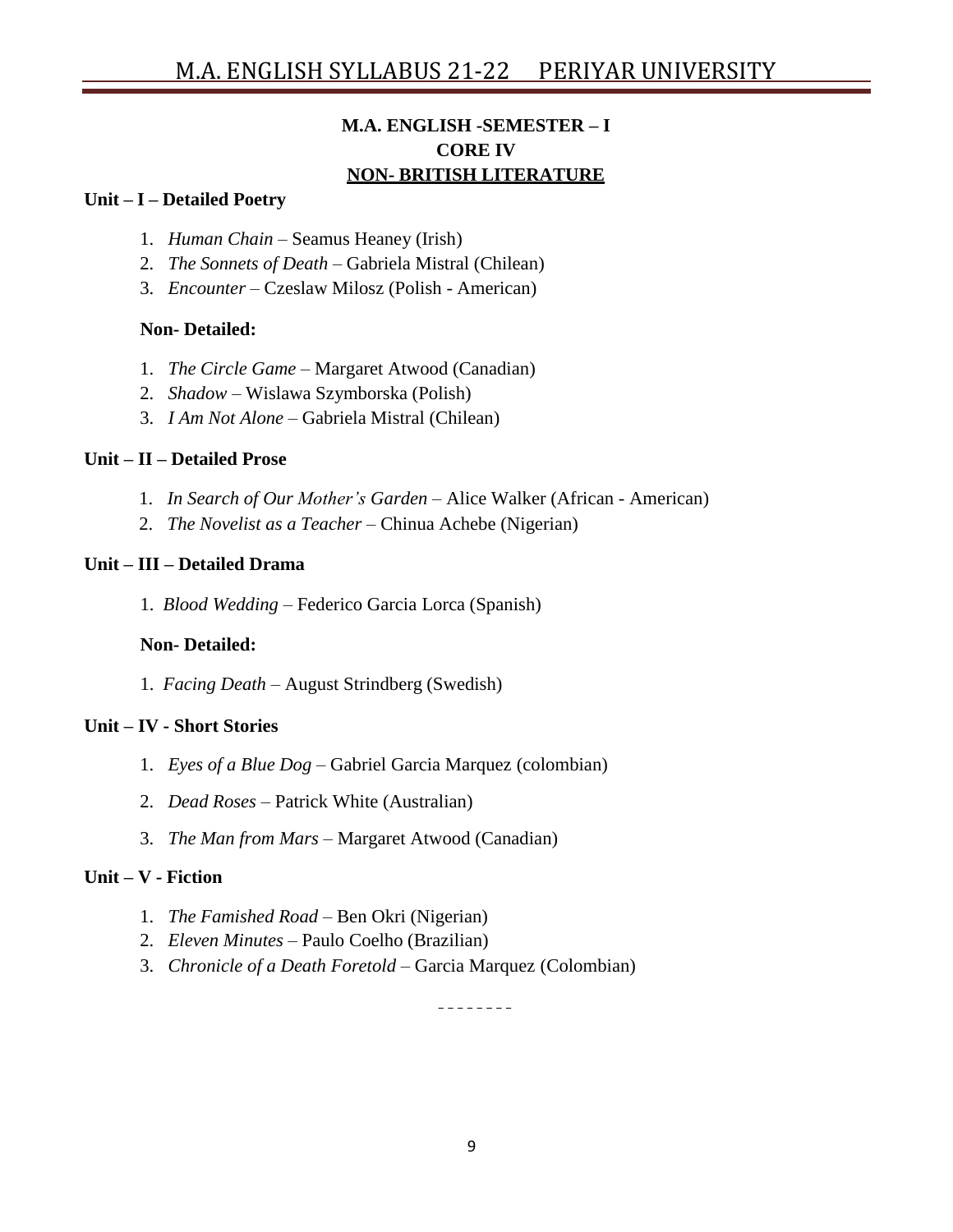**M.A. ENGLISH -SEMESTER – I**

**CORE IV**

**NON- BRITISH LITERATURE**

**Unit – I – Detailed Poetry**

1. *Human Chain* – Seamus Heaney (Irish)
2. *The Sonnets of Death* – Gabriela Mistral (Chilean)
3. *Encounter* – Czeslaw Milosz (Polish - American)

**Non- Detailed:**

1. *The Circle Game* – Margaret Atwood (Canadian)
2. *Shadow* – Wislawa Szymborska (Polish)
3. *I Am Not Alone* – Gabriela Mistral (Chilean)

**Unit – II – Detailed Prose**

1. *In Search of Our Mother's Garden* – Alice Walker (African - American)
2. *The Novelist as a Teacher* – Chinua Achebe (Nigerian)

**Unit – III – Detailed Drama**

1. *Blood Wedding* – Federico Garcia Lorca (Spanish)

**Non- Detailed:**

1. *Facing Death* – August Strindberg (Swedish)

**Unit – IV - Short Stories**

1. *Eyes of a Blue Dog* – Gabriel Garcia Marquez (colombian)
2. *Dead Roses* – Patrick White (Australian)
3. *The Man from Mars* – Margaret Atwood (Canadian)

**Unit – V - Fiction**

1. *The Famished Road* – Ben Okri (Nigerian)
2. *Eleven Minutes* – Paulo Coelho (Brazilian)
3. *Chronicle of a Death Foretold* – Garcia Marquez (Colombian)

- - - - - - - -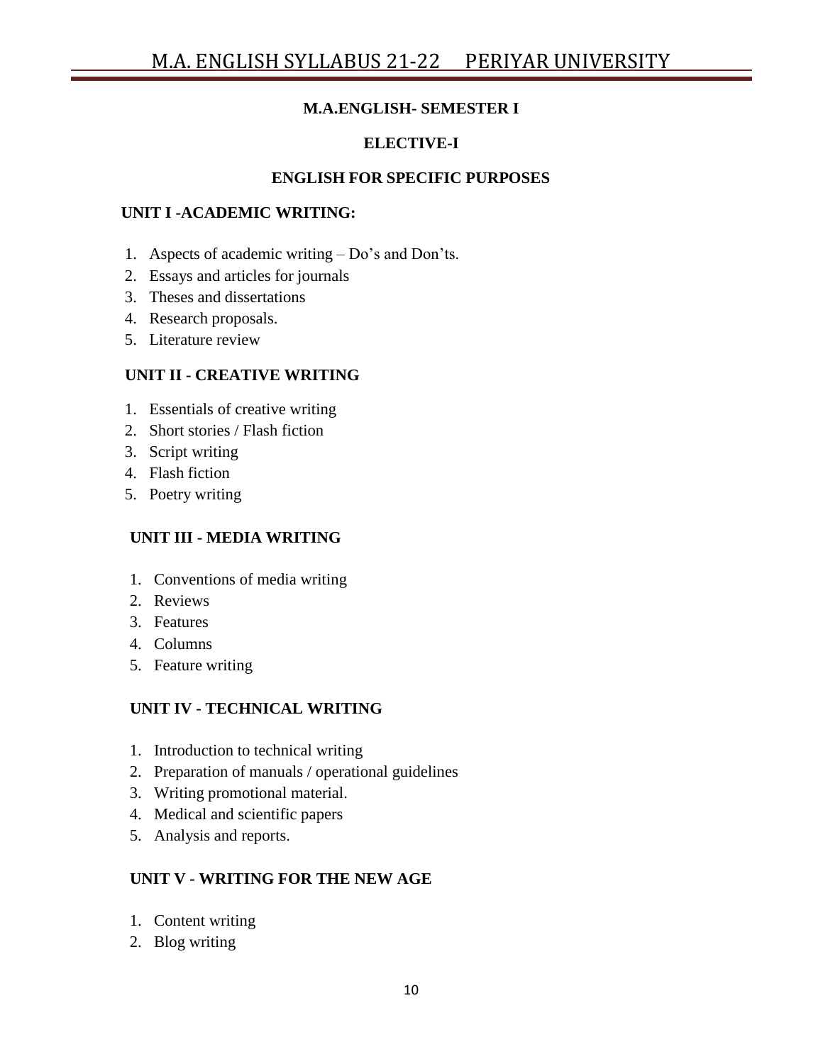## M.A.ENGLISH- SEMESTER I

## ELECTIVE-I

## ENGLISH FOR SPECIFIC PURPOSES

**UNIT I -ACADEMIC WRITING:**

1. Aspects of academic writing – Do's and Don'ts.
2. Essays and articles for journals
3. Theses and dissertations
4. Research proposals.
5. Literature review

**UNIT II - CREATIVE WRITING**

1. Essentials of creative writing
2. Short stories / Flash fiction
3. Script writing
4. Flash fiction
5. Poetry writing

**UNIT III - MEDIA WRITING**

1. Conventions of media writing
2. Reviews
3. Features
4. Columns
5. Feature writing

**UNIT IV - TECHNICAL WRITING**

1. Introduction to technical writing
2. Preparation of manuals / operational guidelines
3. Writing promotional material.
4. Medical and scientific papers
5. Analysis and reports.

**UNIT V - WRITING FOR THE NEW AGE**

1. Content writing
2. Blog writing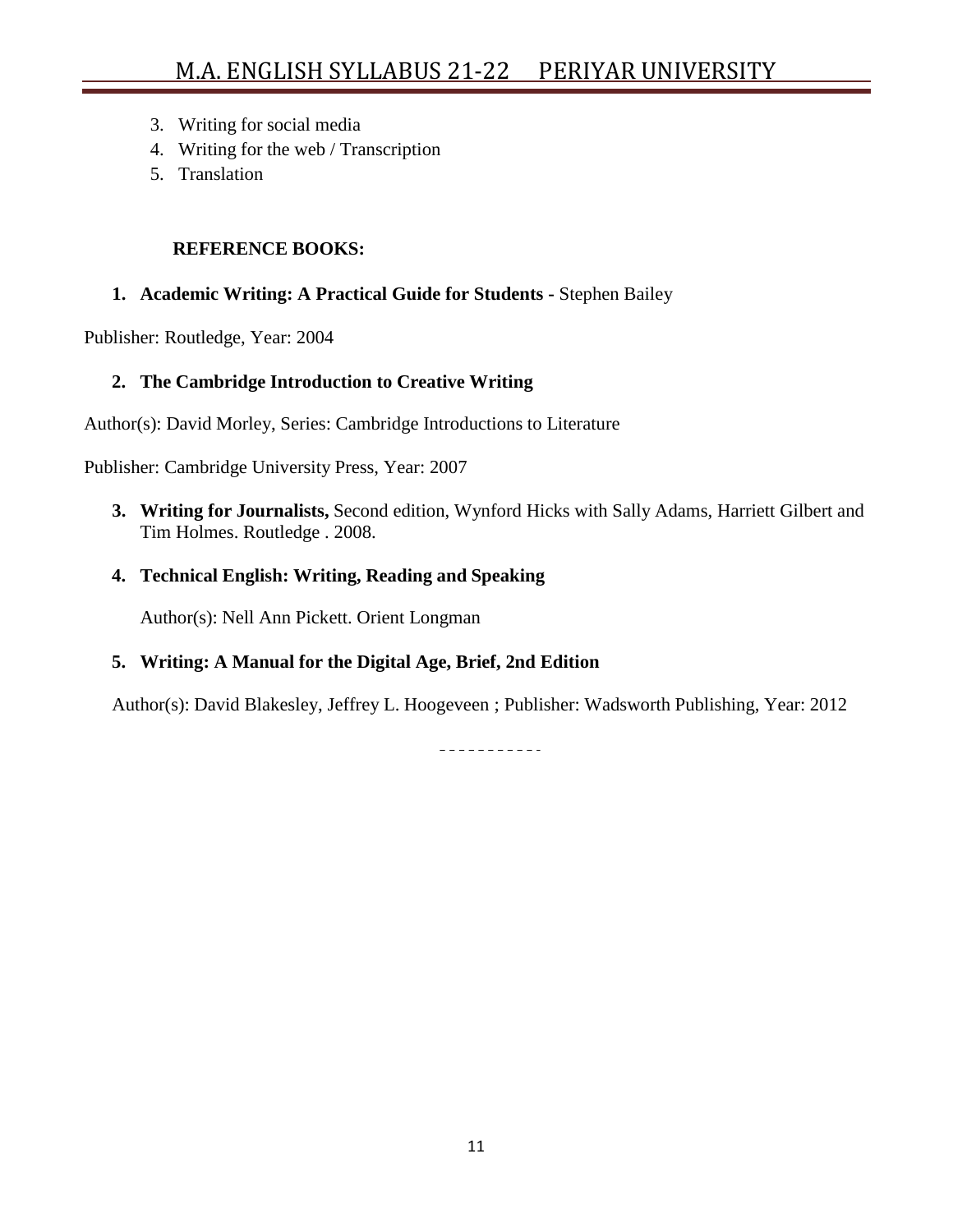3. Writing for social media
4. Writing for the web / Transcription
5. Translation

**REFERENCE BOOKS:**

1. **Academic Writing: A Practical Guide for Students -** Stephen Bailey

Publisher: Routledge, Year: 2004

2. **The Cambridge Introduction to Creative Writing**

Author(s): David Morley, Series: Cambridge Introductions to Literature

Publisher: Cambridge University Press, Year: 2007

3. **Writing for Journalists,** Second edition, Wynford Hicks with Sally Adams, Harriett Gilbert and Tim Holmes. Routledge . 2008.

4. **Technical English: Writing, Reading and Speaking**

   Author(s): Nell Ann Pickett. Orient Longman

5. **Writing: A Manual for the Digital Age, Brief, 2nd Edition**

   Author(s): David Blakesley, Jeffrey L. Hoogeveen ; Publisher: Wadsworth Publishing, Year: 2012

-----------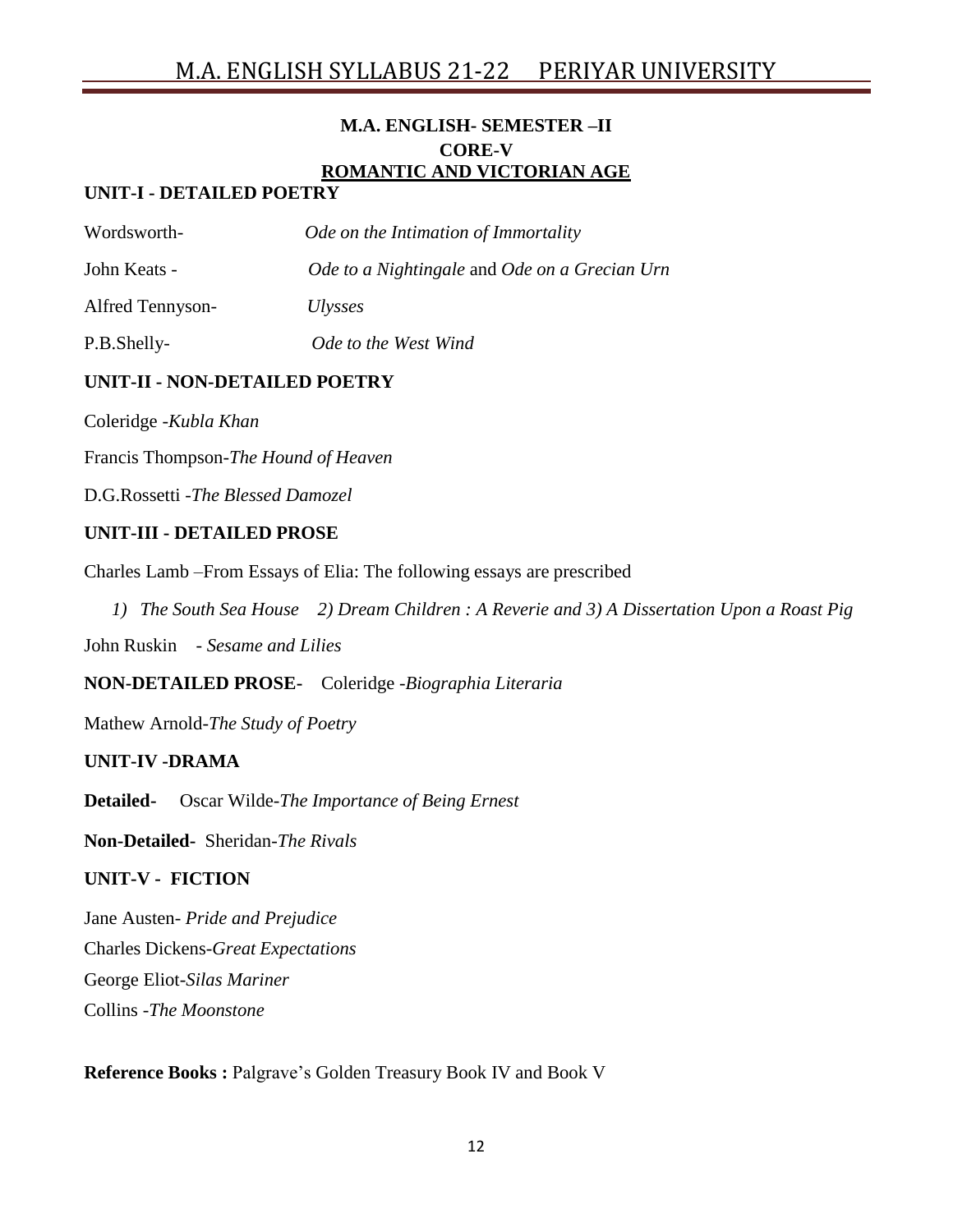## M.A. ENGLISH- SEMESTER –II

### CORE-V

### ROMANTIC AND VICTORIAN AGE

**UNIT-I - DETAILED POETRY**

Wordsworth- *Ode on the Intimation of Immortality*

John Keats - *Ode to a Nightingale* and *Ode on a Grecian Urn*

Alfred Tennyson- *Ulysses*

P.B.Shelly- *Ode to the West Wind*

**UNIT-II - NON-DETAILED POETRY**

Coleridge -*Kubla Khan*

Francis Thompson-*The Hound of Heaven*

D.G.Rossetti -*The Blessed Damozel*

**UNIT-III - DETAILED PROSE**

Charles Lamb –From Essays of Elia: The following essays are prescribed

*1) The South Sea House 2) Dream Children : A Reverie and 3) A Dissertation Upon a Roast Pig*

John Ruskin - *Sesame and Lilies*

**NON-DETAILED PROSE-** Coleridge -*Biographia Literaria*

Mathew Arnold-*The Study of Poetry*

**UNIT-IV -DRAMA**

**Detailed-** Oscar Wilde-*The Importance of Being Ernest*

**Non-Detailed-** Sheridan-*The Rivals*

**UNIT-V - FICTION**

Jane Austen- *Pride and Prejudice*

Charles Dickens-*Great Expectations*

George Eliot-*Silas Mariner*

Collins -*The Moonstone*

**Reference Books :** Palgrave's Golden Treasury Book IV and Book V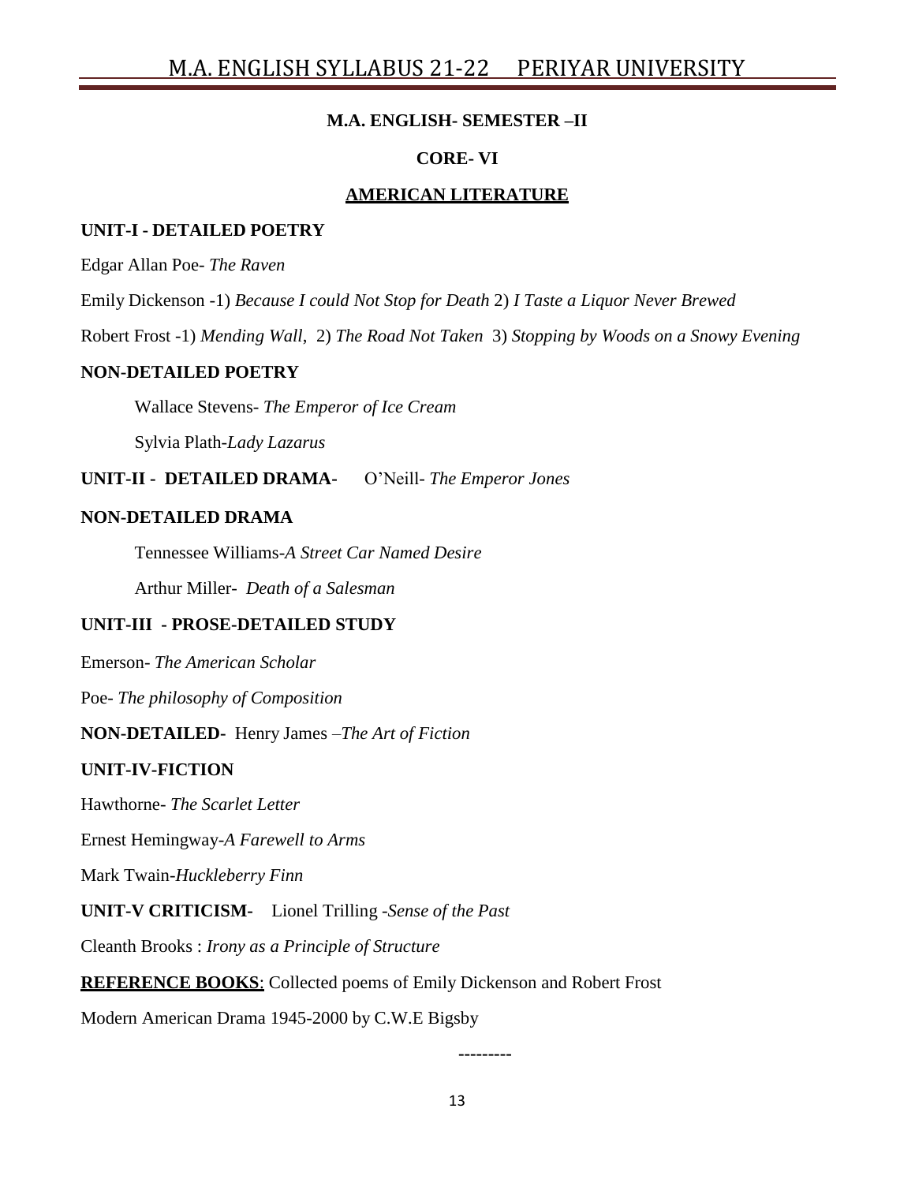**M.A. ENGLISH- SEMESTER –II**

**CORE- VI**

**AMERICAN LITERATURE**

**UNIT-I - DETAILED POETRY**

Edgar Allan Poe- *The Raven*

Emily Dickenson -1) *Because I could Not Stop for Death* 2) *I Taste a Liquor Never Brewed*

Robert Frost -1) *Mending Wall*, 2) *The Road Not Taken* 3) *Stopping by Woods on a Snowy Evening*

**NON-DETAILED POETRY**

Wallace Stevens- *The Emperor of Ice Cream*

Sylvia Plath-*Lady Lazarus*

**UNIT-II - DETAILED DRAMA-** O'Neill- *The Emperor Jones*

**NON-DETAILED DRAMA**

Tennessee Williams-*A Street Car Named Desire*

Arthur Miller- *Death of a Salesman*

**UNIT-III - PROSE-DETAILED STUDY**

Emerson- *The American Scholar*

Poe- *The philosophy of Composition*

**NON-DETAILED-** Henry James –*The Art of Fiction*

**UNIT-IV-FICTION**

Hawthorne- *The Scarlet Letter*

Ernest Hemingway-*A Farewell to Arms*

Mark Twain-*Huckleberry Finn*

**UNIT-V CRITICISM-** Lionel Trilling -*Sense of the Past*

Cleanth Brooks : *Irony as a Principle of Structure*

**REFERENCE BOOKS**: Collected poems of Emily Dickenson and Robert Frost

Modern American Drama 1945-2000 by C.W.E Bigsby

---------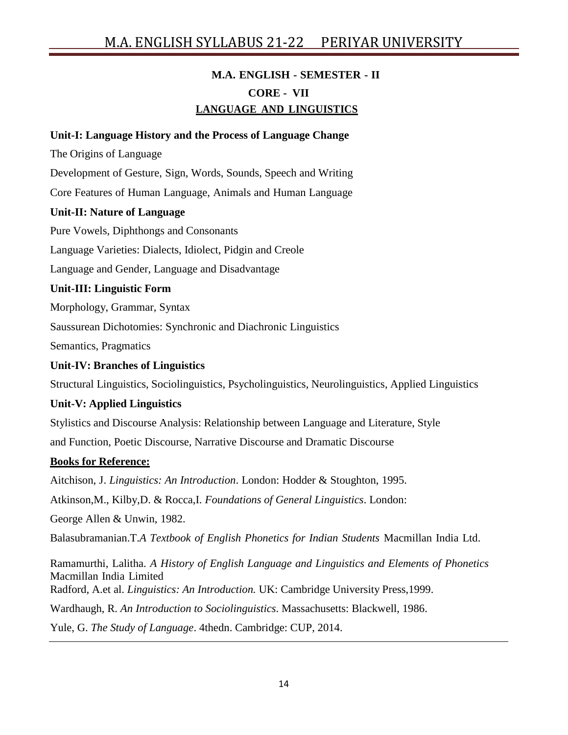## M.A. ENGLISH - SEMESTER - II

## CORE - VII

## LANGUAGE AND LINGUISTICS

**Unit-I: Language History and the Process of Language Change**

The Origins of Language

Development of Gesture, Sign, Words, Sounds, Speech and Writing

Core Features of Human Language, Animals and Human Language

**Unit-II: Nature of Language**

Pure Vowels, Diphthongs and Consonants

Language Varieties: Dialects, Idiolect, Pidgin and Creole

Language and Gender, Language and Disadvantage

**Unit-III: Linguistic Form**

Morphology, Grammar, Syntax

Saussurean Dichotomies: Synchronic and Diachronic Linguistics

Semantics, Pragmatics

**Unit-IV: Branches of Linguistics**

Structural Linguistics, Sociolinguistics, Psycholinguistics, Neurolinguistics, Applied Linguistics

**Unit-V: Applied Linguistics**

Stylistics and Discourse Analysis: Relationship between Language and Literature, Style and Function, Poetic Discourse, Narrative Discourse and Dramatic Discourse

**Books for Reference:**

Aitchison, J. *Linguistics: An Introduction*. London: Hodder & Stoughton, 1995.

Atkinson,M., Kilby,D. & Rocca,I. *Foundations of General Linguistics*. London: George Allen & Unwin, 1982.

Balasubramanian.T.*A Textbook of English Phonetics for Indian Students* Macmillan India Ltd.

Ramamurthi, Lalitha. *A History of English Language and Linguistics and Elements of Phonetics* Macmillan India Limited

Radford, A.et al. *Linguistics: An Introduction.* UK: Cambridge University Press,1999.

Wardhaugh, R. *An Introduction to Sociolinguistics*. Massachusetts: Blackwell, 1986.

Yule, G. *The Study of Language*. 4thedn. Cambridge: CUP, 2014.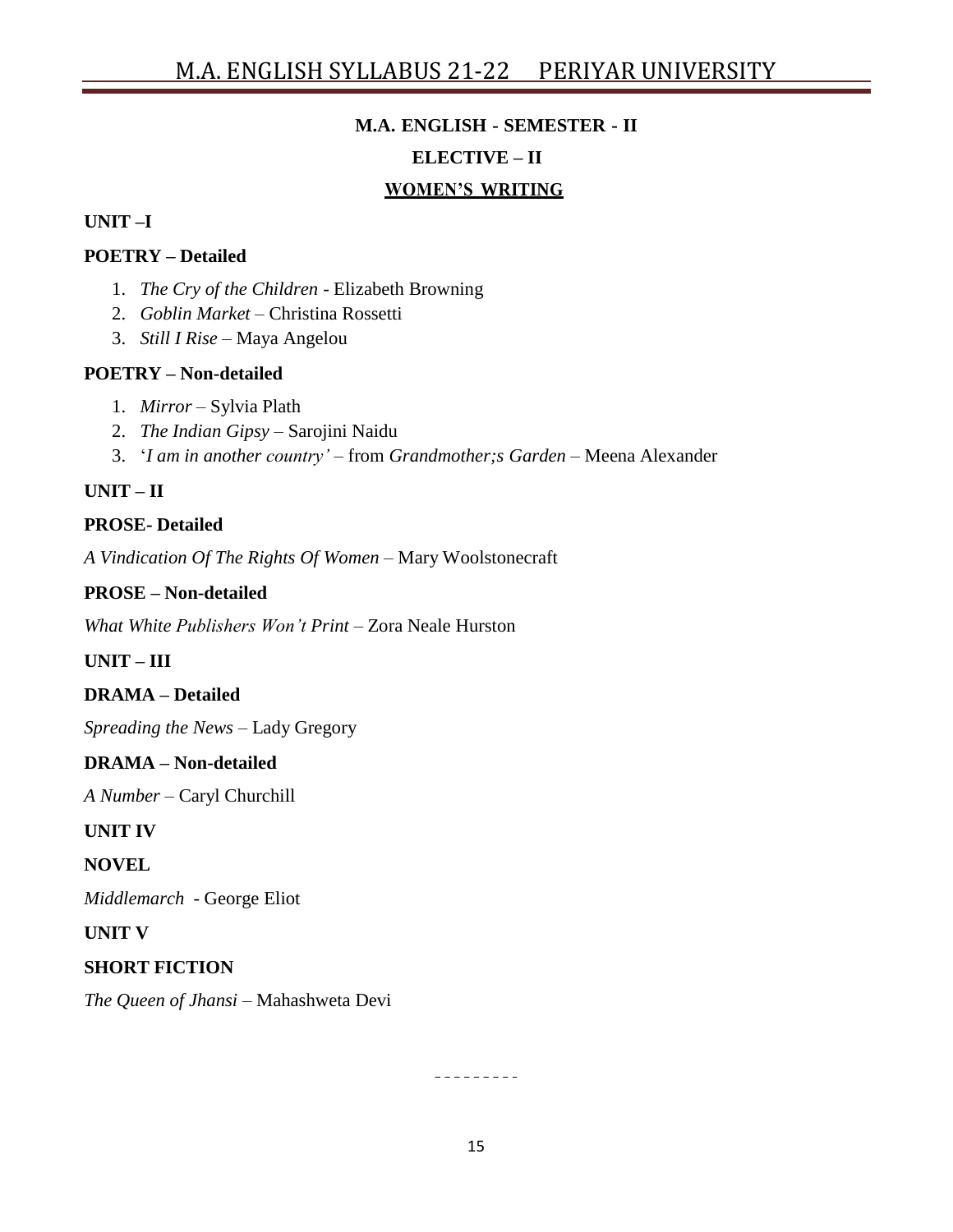## M.A. ENGLISH - SEMESTER - II

### ELECTIVE – II

### WOMEN'S WRITING

**UNIT –I**

**POETRY – Detailed**

1. *The Cry of the Children* - Elizabeth Browning
2. *Goblin Market* – Christina Rossetti
3. *Still I Rise* – Maya Angelou

**POETRY – Non-detailed**

1. *Mirror* – Sylvia Plath
2. *The Indian Gipsy* – Sarojini Naidu
3. '*I am in another country'* – from *Grandmother;s Garden* – Meena Alexander

**UNIT – II**

**PROSE- Detailed**

*A Vindication Of The Rights Of Women* – Mary Woolstonecraft

**PROSE – Non-detailed**

*What White Publishers Won't Print* – Zora Neale Hurston

**UNIT – III**

**DRAMA – Detailed**

*Spreading the News* – Lady Gregory

**DRAMA – Non-detailed**

*A Number* – Caryl Churchill

**UNIT IV**

**NOVEL**

*Middlemarch* - George Eliot

**UNIT V**

**SHORT FICTION**

*The Queen of Jhansi* – Mahashweta Devi

- - - - - - - - -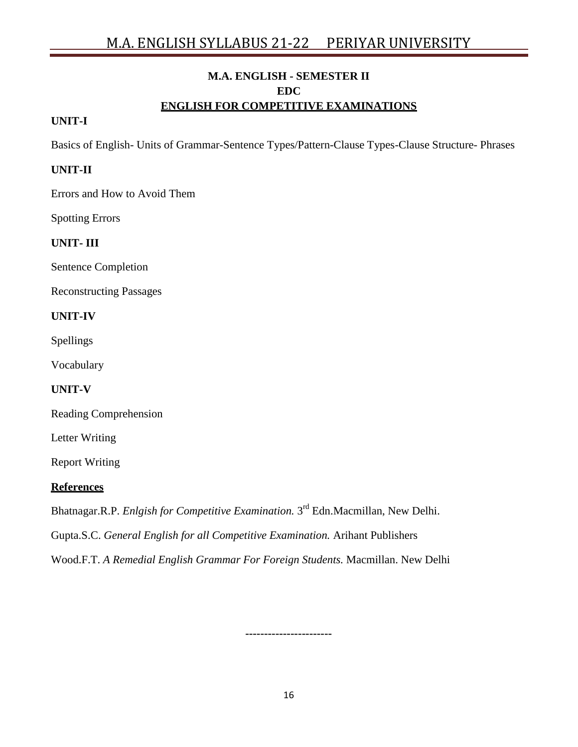## M.A. ENGLISH - SEMESTER II

## EDC

## ENGLISH FOR COMPETITIVE EXAMINATIONS

**UNIT-I**

Basics of English- Units of Grammar-Sentence Types/Pattern-Clause Types-Clause Structure- Phrases

**UNIT-II**

Errors and How to Avoid Them

Spotting Errors

**UNIT- III**

Sentence Completion

Reconstructing Passages

**UNIT-IV**

Spellings

Vocabulary

**UNIT-V**

Reading Comprehension

Letter Writing

Report Writing

**References**

Bhatnagar.R.P. *Enlgish for Competitive Examination.* 3rd Edn.Macmillan, New Delhi.

Gupta.S.C. *General English for all Competitive Examination.* Arihant Publishers

Wood.F.T. *A Remedial English Grammar For Foreign Students.* Macmillan. New Delhi

----------------------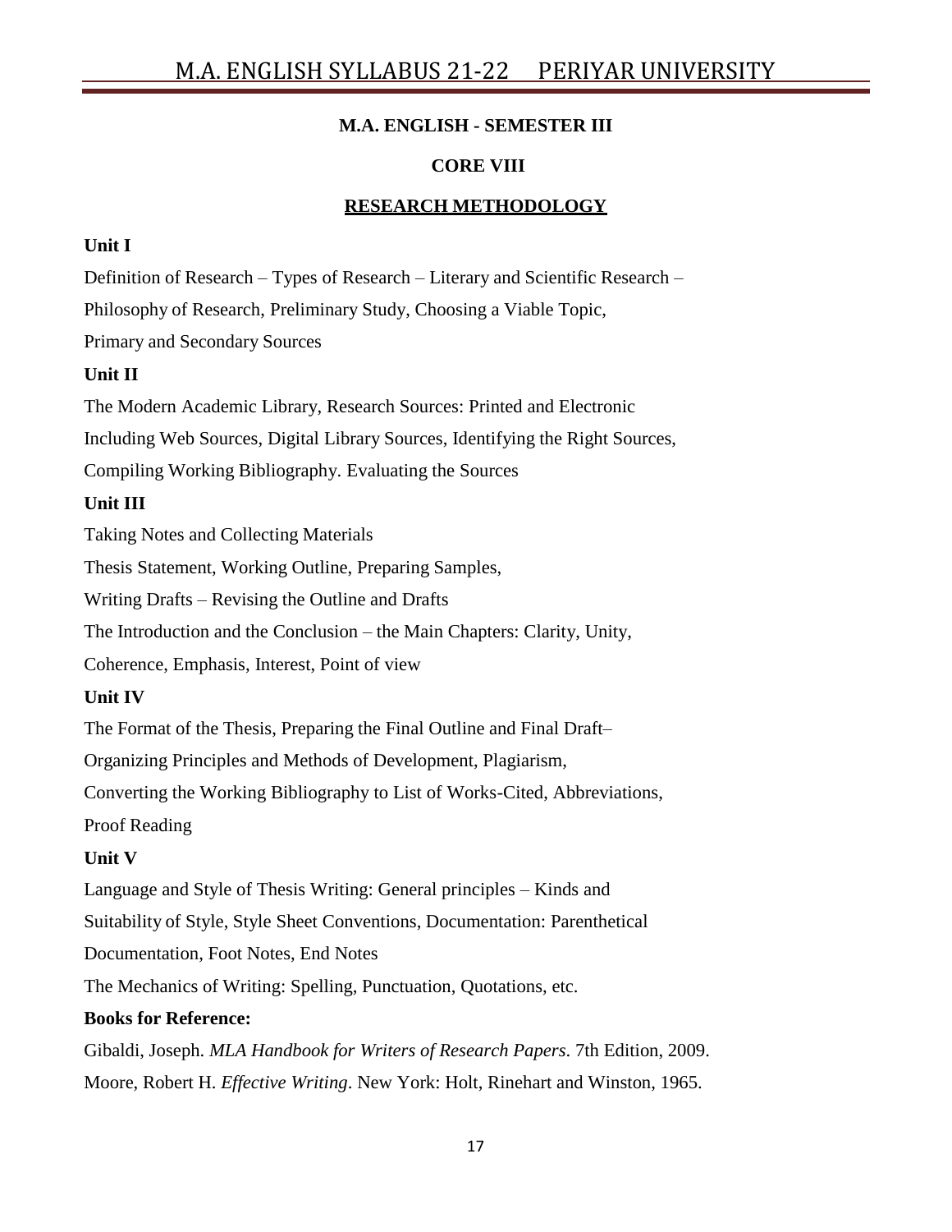## M.A. ENGLISH - SEMESTER III

## CORE VIII

## RESEARCH METHODOLOGY

**Unit I**

Definition of Research – Types of Research – Literary and Scientific Research – Philosophy of Research, Preliminary Study, Choosing a Viable Topic, Primary and Secondary Sources

**Unit II**

The Modern Academic Library, Research Sources: Printed and Electronic Including Web Sources, Digital Library Sources, Identifying the Right Sources, Compiling Working Bibliography. Evaluating the Sources

**Unit III**

Taking Notes and Collecting Materials

Thesis Statement, Working Outline, Preparing Samples,

Writing Drafts – Revising the Outline and Drafts

The Introduction and the Conclusion – the Main Chapters: Clarity, Unity, Coherence, Emphasis, Interest, Point of view

**Unit IV**

The Format of the Thesis, Preparing the Final Outline and Final Draft– Organizing Principles and Methods of Development, Plagiarism, Converting the Working Bibliography to List of Works-Cited, Abbreviations, Proof Reading

**Unit V**

Language and Style of Thesis Writing: General principles – Kinds and Suitability of Style, Style Sheet Conventions, Documentation: Parenthetical Documentation, Foot Notes, End Notes

The Mechanics of Writing: Spelling, Punctuation, Quotations, etc.

**Books for Reference:**

Gibaldi, Joseph. *MLA Handbook for Writers of Research Papers*. 7th Edition, 2009.

Moore, Robert H. *Effective Writing*. New York: Holt, Rinehart and Winston, 1965.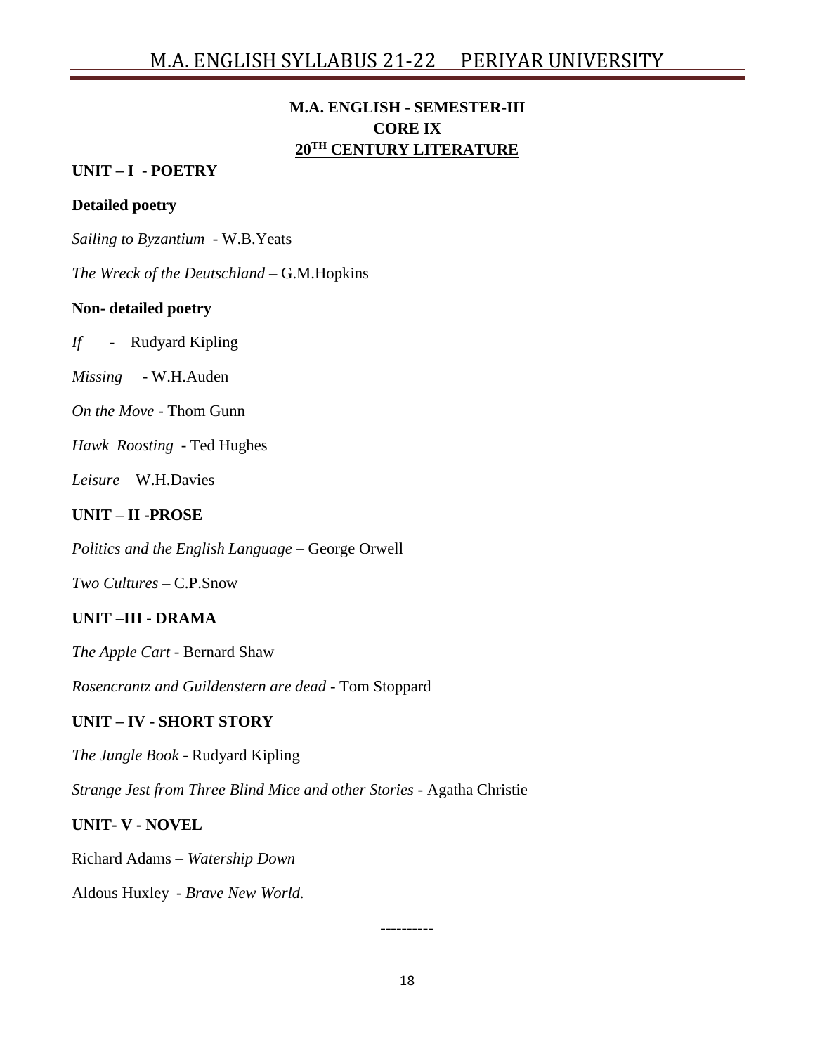## M.A. ENGLISH - SEMESTER-III
## CORE IX
## 20TH CENTURY LITERATURE

### UNIT – I - POETRY

**Detailed poetry**

*Sailing to Byzantium* - W.B.Yeats

*The Wreck of the Deutschland* – G.M.Hopkins

**Non- detailed poetry**

*If* - Rudyard Kipling

*Missing* - W.H.Auden

*On the Move* - Thom Gunn

*Hawk Roosting* - Ted Hughes

*Leisure* – W.H.Davies

### UNIT – II -PROSE

*Politics and the English Language* – George Orwell

*Two Cultures* – C.P.Snow

### UNIT –III - DRAMA

*The Apple Cart* - Bernard Shaw

*Rosencrantz and Guildenstern are dead* - Tom Stoppard

### UNIT – IV - SHORT STORY

*The Jungle Book* - Rudyard Kipling

*Strange Jest from Three Blind Mice and other Stories* - Agatha Christie

### UNIT- V - NOVEL

Richard Adams – *Watership Down*

Aldous Huxley - *Brave New World.*

----------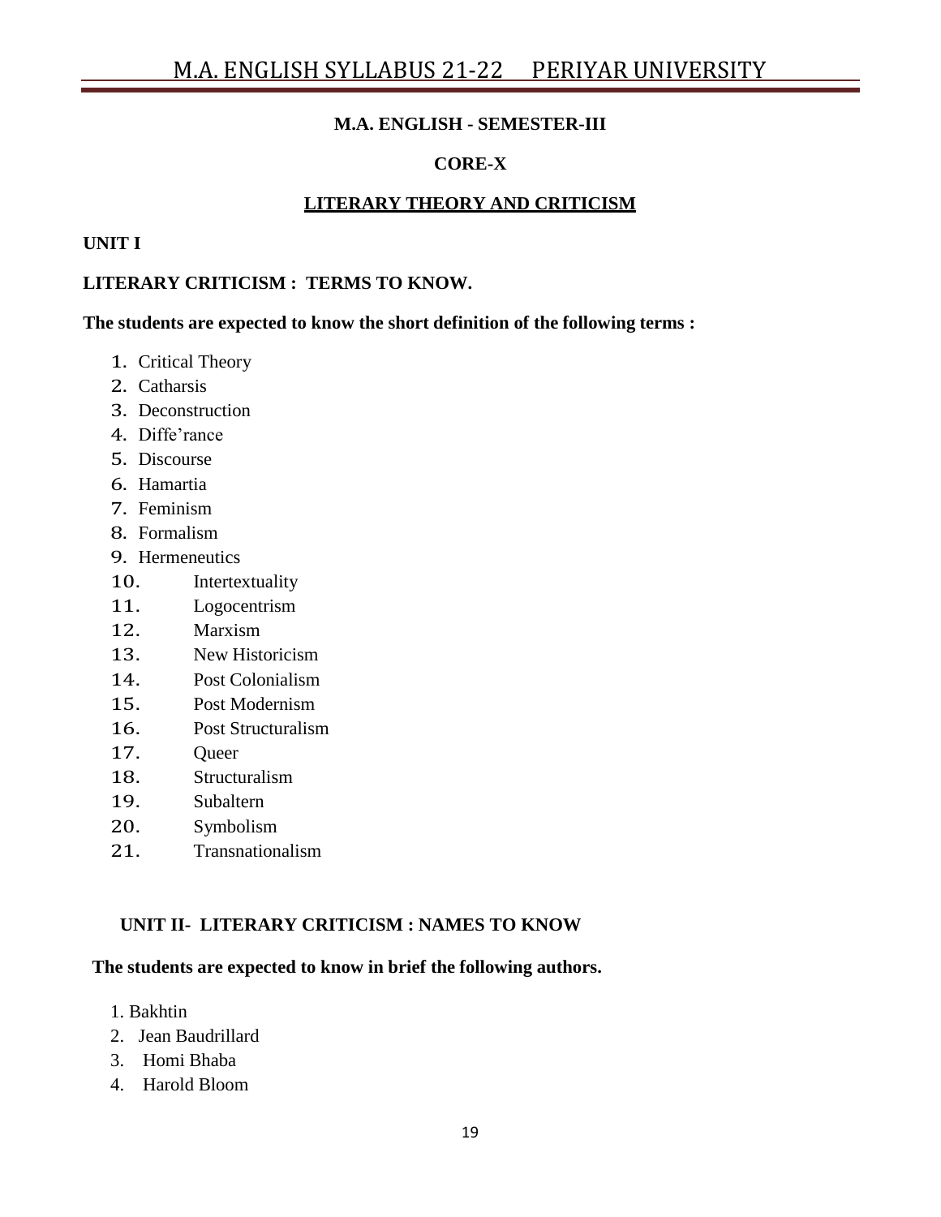**M.A. ENGLISH - SEMESTER-III**

**CORE-X**

**LITERARY THEORY AND CRITICISM**

**UNIT I**

**LITERARY CRITICISM : TERMS TO KNOW.**

**The students are expected to know the short definition of the following terms :**

1. Critical Theory
2. Catharsis
3. Deconstruction
4. Diffe'rance
5. Discourse
6. Hamartia
7. Feminism
8. Formalism
9. Hermeneutics
10. Intertextuality
11. Logocentrism
12. Marxism
13. New Historicism
14. Post Colonialism
15. Post Modernism
16. Post Structuralism
17. Queer
18. Structuralism
19. Subaltern
20. Symbolism
21. Transnationalism

**UNIT II- LITERARY CRITICISM : NAMES TO KNOW**

**The students are expected to know in brief the following authors.**

1. Bakhtin
2. Jean Baudrillard
3. Homi Bhaba
4. Harold Bloom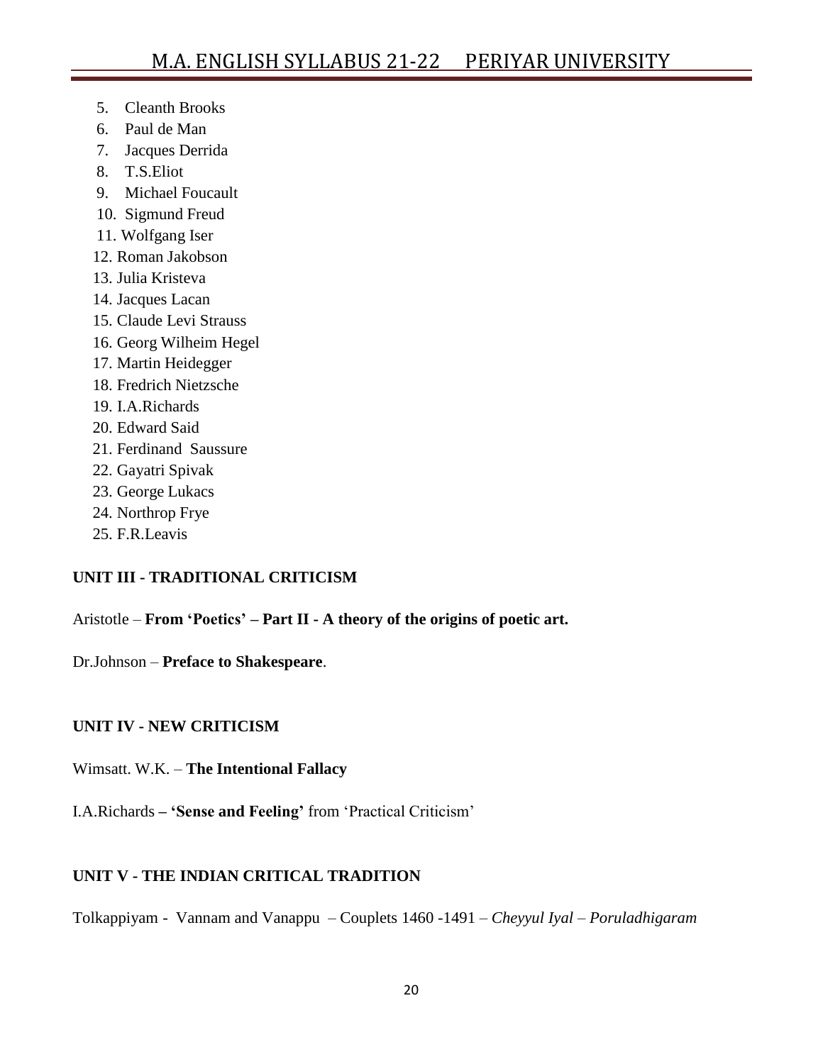5. Cleanth Brooks
6. Paul de Man
7. Jacques Derrida
8. T.S.Eliot
9. Michael Foucault
10. Sigmund Freud
11. Wolfgang Iser
12. Roman Jakobson
13. Julia Kristeva
14. Jacques Lacan
15. Claude Levi Strauss
16. Georg Wilheim Hegel
17. Martin Heidegger
18. Fredrich Nietzsche
19. I.A.Richards
20. Edward Said
21. Ferdinand Saussure
22. Gayatri Spivak
23. George Lukacs
24. Northrop Frye
25. F.R.Leavis

**UNIT III - TRADITIONAL CRITICISM**

Aristotle – **From 'Poetics' – Part II - A theory of the origins of poetic art.**

Dr.Johnson – **Preface to Shakespeare**.

**UNIT IV - NEW CRITICISM**

Wimsatt. W.K. – **The Intentional Fallacy**

I.A.Richards **– 'Sense and Feeling'** from 'Practical Criticism'

**UNIT V - THE INDIAN CRITICAL TRADITION**

Tolkappiyam - Vannam and Vanappu – Couplets 1460 -1491 – *Cheyyul Iyal* – *Poruladhigaram*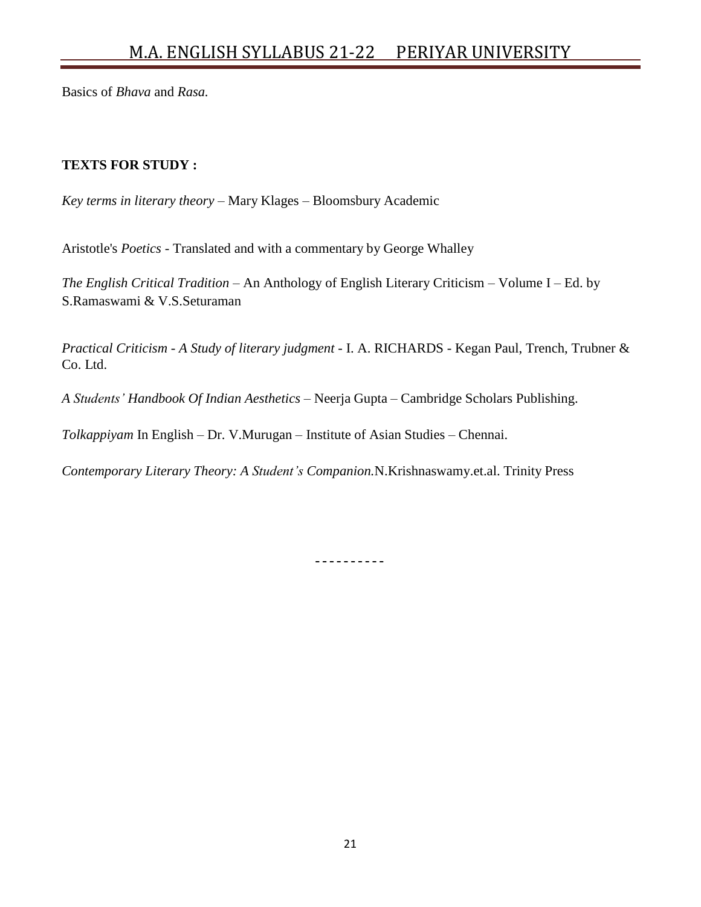Basics of *Bhava* and *Rasa.*

**TEXTS FOR STUDY :**

*Key terms in literary theory* – Mary Klages – Bloomsbury Academic

Aristotle's *Poetics* - Translated and with a commentary by George Whalley

*The English Critical Tradition* – An Anthology of English Literary Criticism – Volume I – Ed. by S.Ramaswami & V.S.Seturaman

*Practical Criticism - A Study of literary judgment* - I. A. RICHARDS - Kegan Paul, Trench, Trubner & Co. Ltd.

*A Students' Handbook Of Indian Aesthetics* – Neerja Gupta – Cambridge Scholars Publishing.

*Tolkappiyam* In English – Dr. V.Murugan – Institute of Asian Studies – Chennai.

*Contemporary Literary Theory: A Student's Companion.*N.Krishnaswamy.et.al. Trinity Press

----------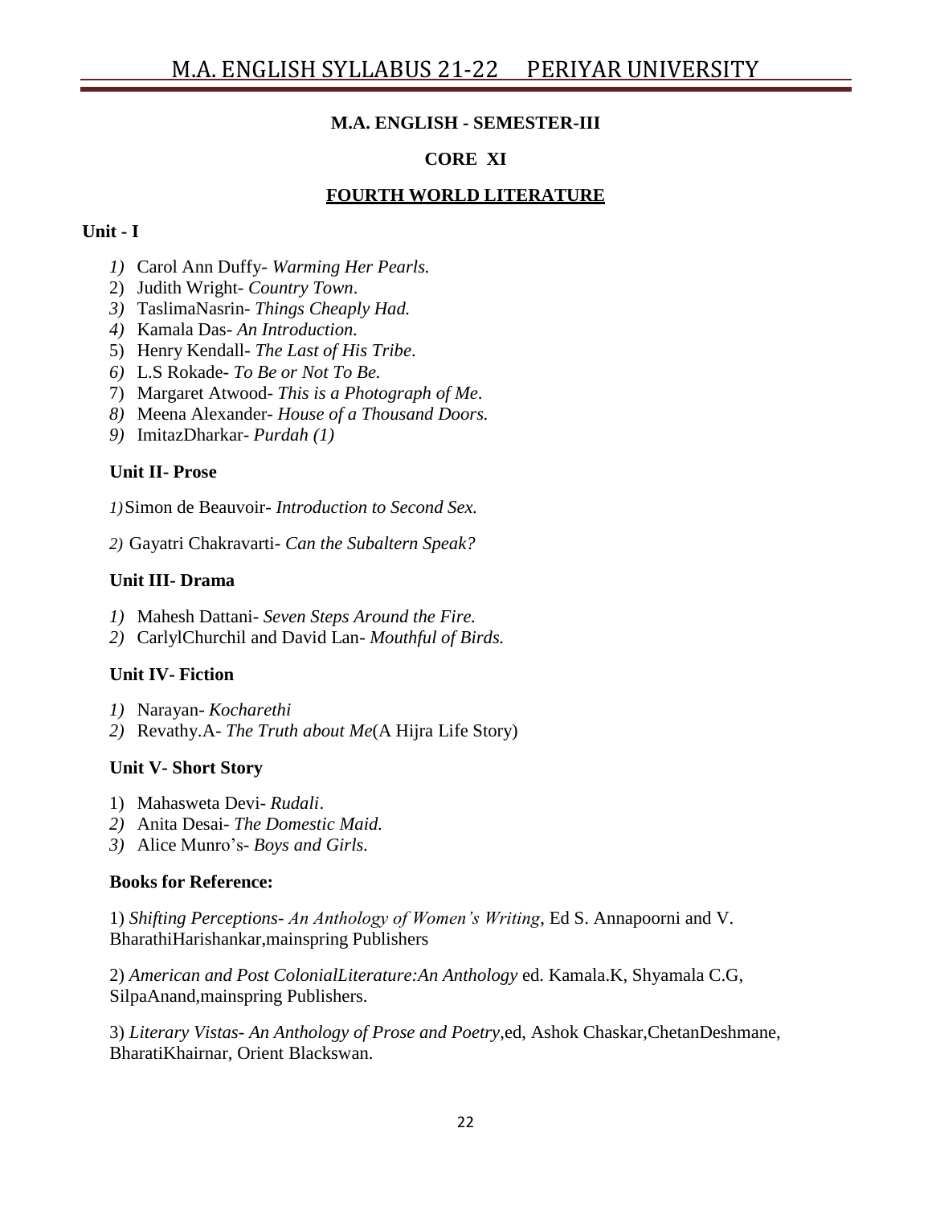**M.A. ENGLISH - SEMESTER-III**

**CORE XI**

## FOURTH WORLD LITERATURE

**Unit - I**

1) Carol Ann Duffy- *Warming Her Pearls.*
2) Judith Wright- *Country Town*.
3) TaslimaNasrin- *Things Cheaply Had.*
4) Kamala Das- *An Introduction.*
5) Henry Kendall- *The Last of His Tribe*.
6) L.S Rokade- *To Be or Not To Be.*
7) Margaret Atwood- *This is a Photograph of Me*.
8) Meena Alexander- *House of a Thousand Doors.*
9) ImitazDharkar- *Purdah (1)*

**Unit II- Prose**

1) Simon de Beauvoir- *Introduction to Second Sex.*

2) Gayatri Chakravarti- *Can the Subaltern Speak?*

**Unit III- Drama**

1) Mahesh Dattani- *Seven Steps Around the Fire.*
2) CarlylChurchil and David Lan- *Mouthful of Birds.*

**Unit IV- Fiction**

1) Narayan- *Kocharethi*
2) Revathy.A- *The Truth about Me*(A Hijra Life Story)

**Unit V- Short Story**

1) Mahasweta Devi- *Rudali*.
2) Anita Desai- *The Domestic Maid.*
3) Alice Munro's- *Boys and Girls.*

**Books for Reference:**

1) *Shifting Perceptions- An Anthology of Women's Writing*, Ed S. Annapoorni and V. BharathiHarishankar,mainspring Publishers

2) *American and Post ColonialLiterature:An Anthology* ed. Kamala.K, Shyamala C.G, SilpaAnand,mainspring Publishers.

3) *Literary Vistas- An Anthology of Prose and Poetry*,ed, Ashok Chaskar,ChetanDeshmane, BharatiKhairnar, Orient Blackswan.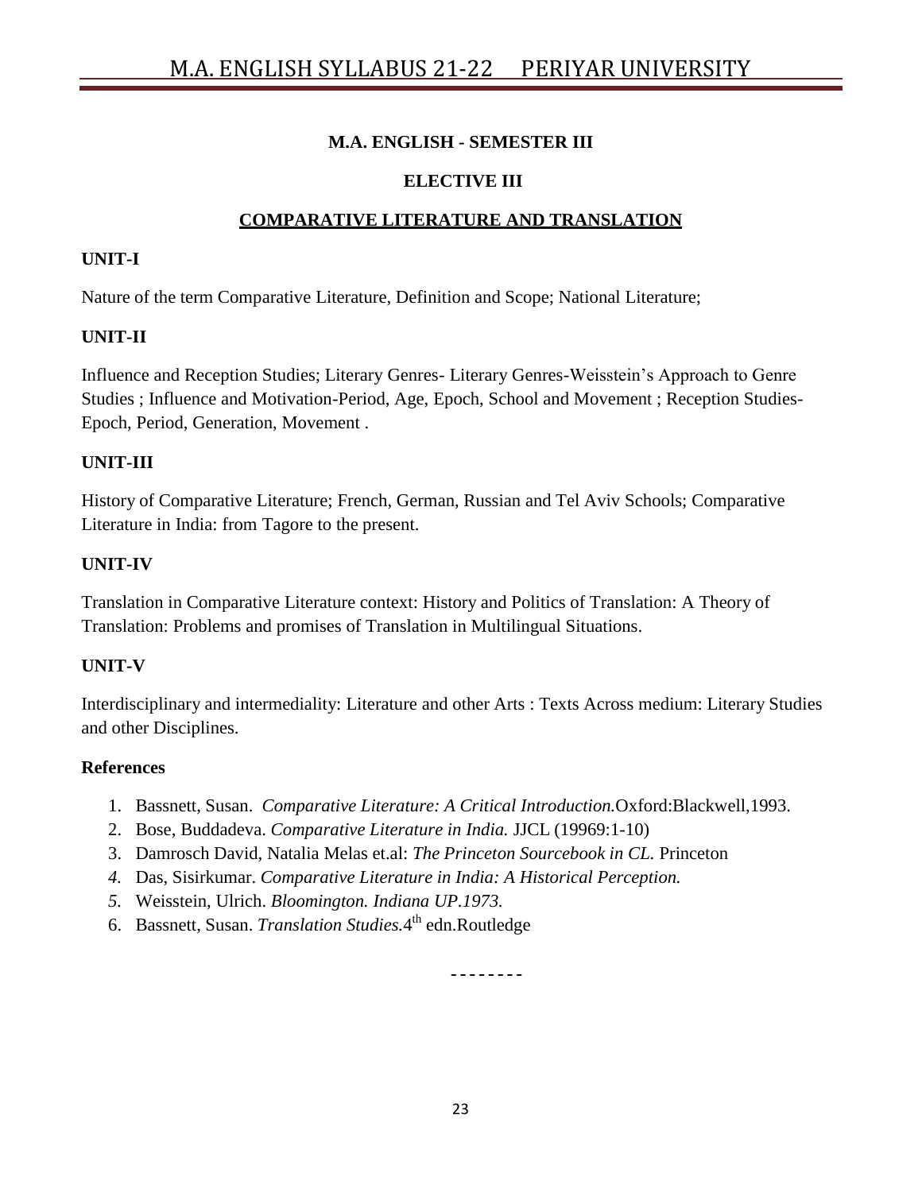**M.A. ENGLISH - SEMESTER III**

**ELECTIVE III**

**COMPARATIVE LITERATURE AND TRANSLATION**

**UNIT-I**

Nature of the term Comparative Literature, Definition and Scope; National Literature;

**UNIT-II**

Influence and Reception Studies; Literary Genres- Literary Genres-Weisstein's Approach to Genre Studies ; Influence and Motivation-Period, Age, Epoch, School and Movement ; Reception Studies-Epoch, Period, Generation, Movement .

**UNIT-III**

History of Comparative Literature; French, German, Russian and Tel Aviv Schools; Comparative Literature in India: from Tagore to the present.

**UNIT-IV**

Translation in Comparative Literature context: History and Politics of Translation: A Theory of Translation: Problems and promises of Translation in Multilingual Situations.

**UNIT-V**

Interdisciplinary and intermediality: Literature and other Arts : Texts Across medium: Literary Studies and other Disciplines.

**References**

1. Bassnett, Susan. *Comparative Literature: A Critical Introduction.*Oxford:Blackwell,1993.
2. Bose, Buddadeva. *Comparative Literature in India.* JJCL (19969:1-10)
3. Damrosch David, Natalia Melas et.al: *The Princeton Sourcebook in CL.* Princeton
4. Das, Sisirkumar. *Comparative Literature in India: A Historical Perception.*
5. Weisstein, Ulrich. *Bloomington. Indiana UP.1973.*
6. Bassnett, Susan. *Translation Studies.*4th edn.Routledge

--------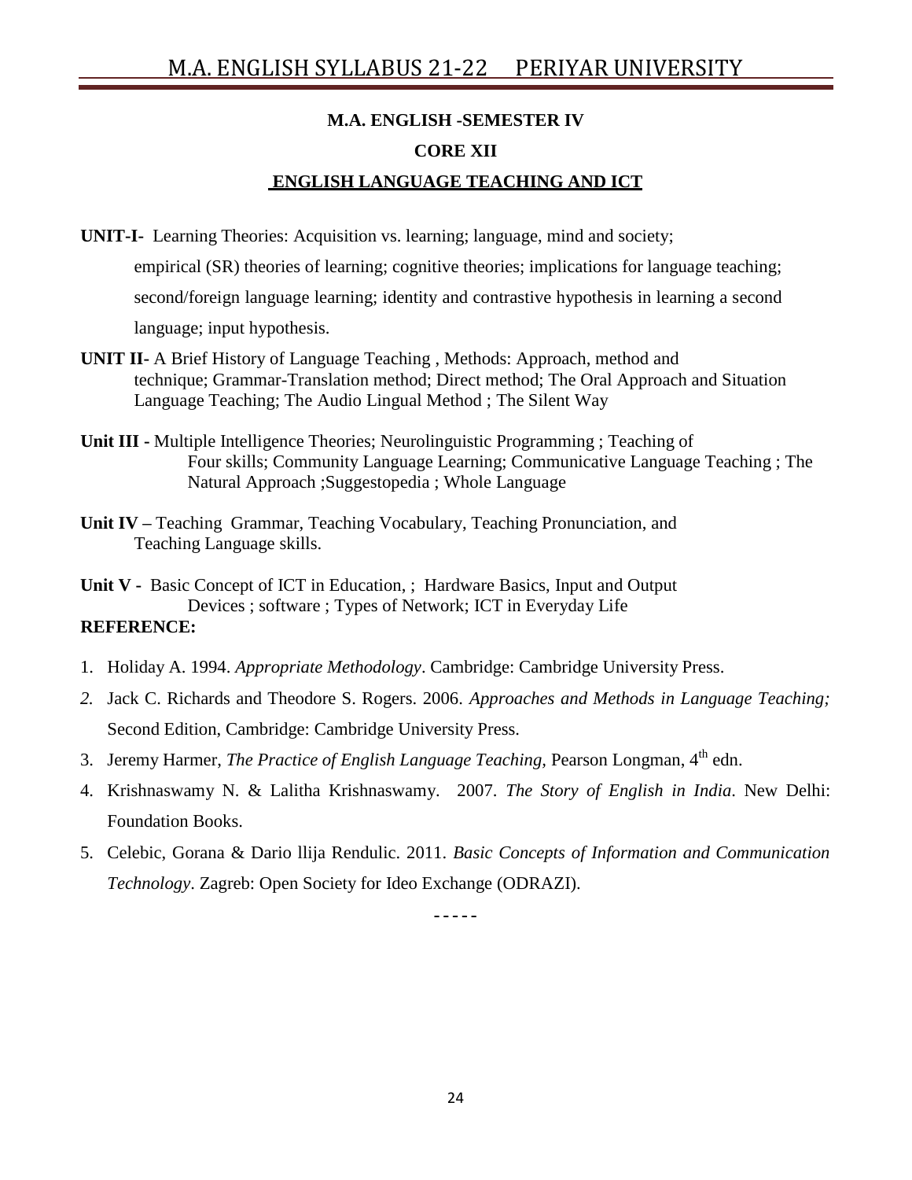**M.A. ENGLISH -SEMESTER IV**

**CORE XII**

**ENGLISH LANGUAGE TEACHING AND ICT**

**UNIT-I-** Learning Theories: Acquisition vs. learning; language, mind and society; empirical (SR) theories of learning; cognitive theories; implications for language teaching; second/foreign language learning; identity and contrastive hypothesis in learning a second language; input hypothesis.

**UNIT II-** A Brief History of Language Teaching , Methods: Approach, method and technique; Grammar-Translation method; Direct method; The Oral Approach and Situation Language Teaching; The Audio Lingual Method ; The Silent Way

**Unit III -** Multiple Intelligence Theories; Neurolinguistic Programming ; Teaching of Four skills; Community Language Learning; Communicative Language Teaching ; The Natural Approach ;Suggestopedia ; Whole Language

**Unit IV –** Teaching Grammar, Teaching Vocabulary, Teaching Pronunciation, and Teaching Language skills.

**Unit V -** Basic Concept of ICT in Education, ; Hardware Basics, Input and Output Devices ; software ; Types of Network; ICT in Everyday Life

**REFERENCE:**

1. Holiday A. 1994. *Appropriate Methodology*. Cambridge: Cambridge University Press.
2. Jack C. Richards and Theodore S. Rogers. 2006. *Approaches and Methods in Language Teaching;* Second Edition, Cambridge: Cambridge University Press.
3. Jeremy Harmer, *The Practice of English Language Teaching*, Pearson Longman, 4th edn.
4. Krishnaswamy N. & Lalitha Krishnaswamy. 2007. *The Story of English in India*. New Delhi: Foundation Books.
5. Celebic, Gorana & Dario llija Rendulic. 2011. *Basic Concepts of Information and Communication Technology*. Zagreb: Open Society for Ideo Exchange (ODRAZI).

-----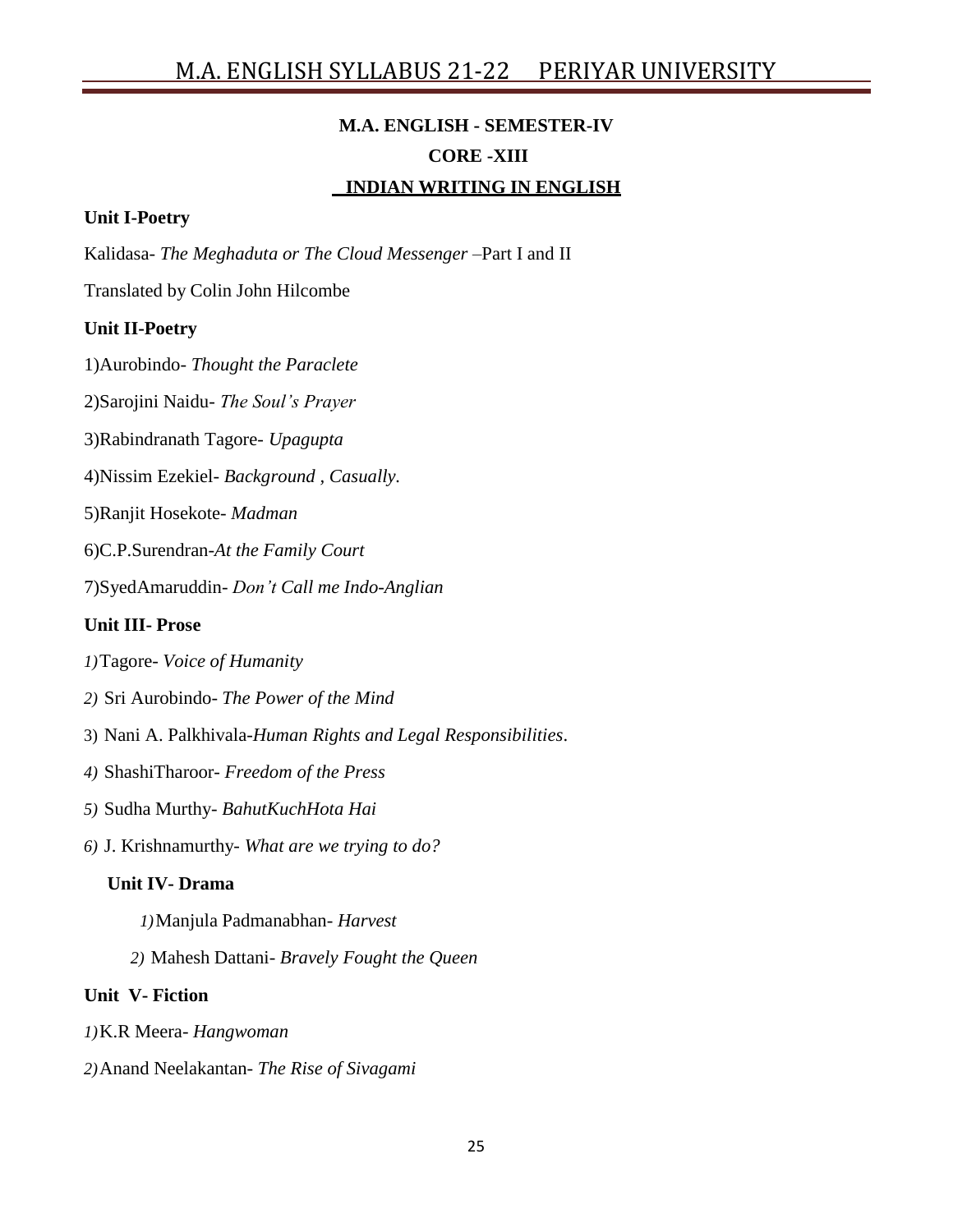## M.A. ENGLISH - SEMESTER-IV

## CORE -XIII

## INDIAN WRITING IN ENGLISH

**Unit I-Poetry**

Kalidasa- *The Meghaduta or The Cloud Messenger* –Part I and II

Translated by Colin John Hilcombe

**Unit II-Poetry**

1)Aurobindo- *Thought the Paraclete*

2)Sarojini Naidu- *The Soul's Prayer*

3)Rabindranath Tagore- *Upagupta*

4)Nissim Ezekiel- *Background , Casually.*

5)Ranjit Hosekote- *Madman*

6)C.P.Surendran-*At the Family Court*

7)SyedAmaruddin- *Don't Call me Indo-Anglian*

**Unit III- Prose**

*1)* Tagore- *Voice of Humanity*

*2)* Sri Aurobindo- *The Power of the Mind*

3) Nani A. Palkhivala-*Human Rights and Legal Responsibilities*.

*4)* ShashiTharoor- *Freedom of the Press*

*5)* Sudha Murthy- *BahutKuchHota Hai*

*6)* J. Krishnamurthy- *What are we trying to do?*

**Unit IV- Drama**

*1)* Manjula Padmanabhan- *Harvest*

*2)* Mahesh Dattani- *Bravely Fought the Queen*

**Unit V- Fiction**

*1)* K.R Meera- *Hangwoman*

*2)* Anand Neelakantan- *The Rise of Sivagami*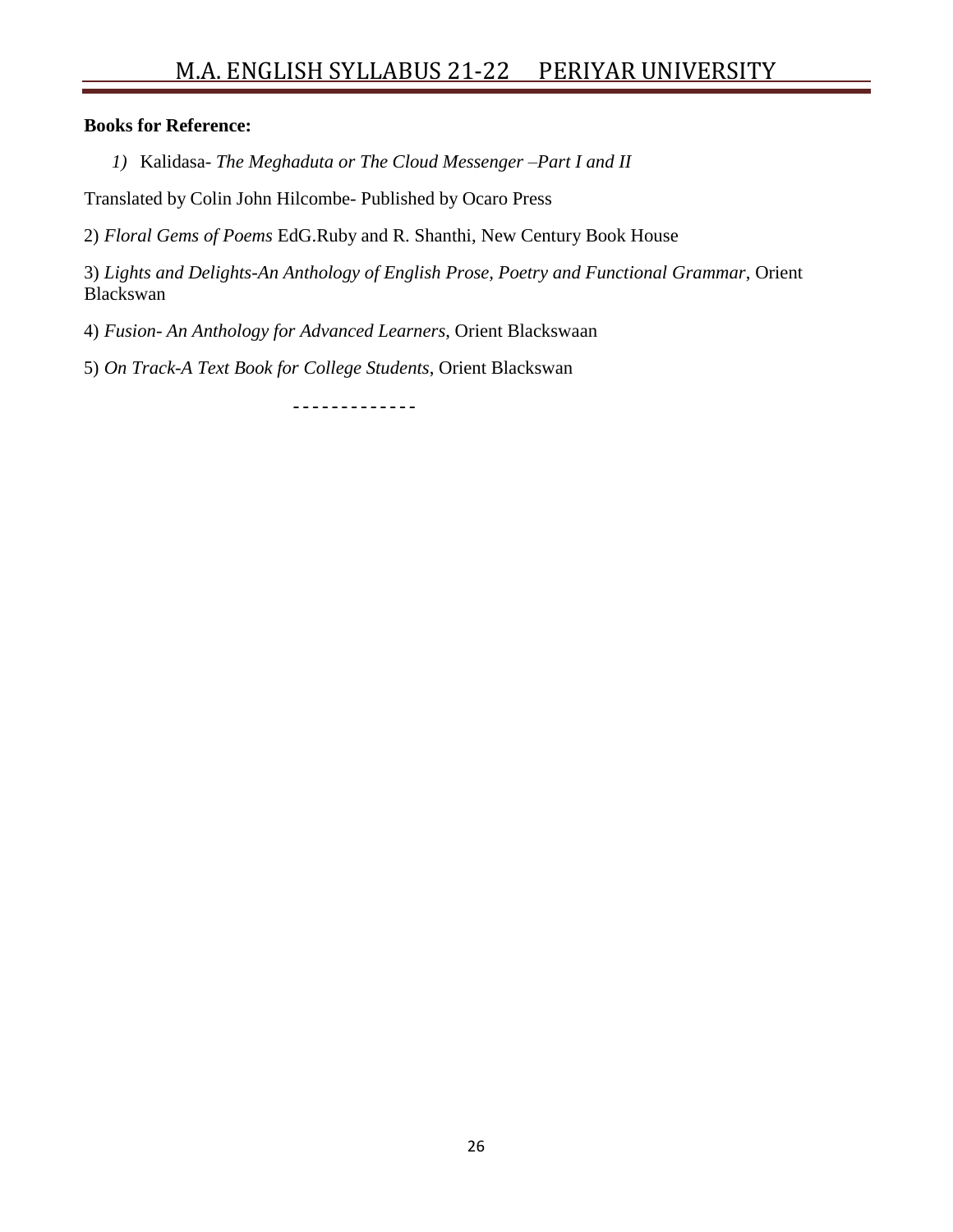**Books for Reference:**

1) Kalidasa- *The Meghaduta or The Cloud Messenger –Part I and II*

Translated by Colin John Hilcombe- Published by Ocaro Press

2) *Floral Gems of Poems* EdG.Ruby and R. Shanthi, New Century Book House

3) *Lights and Delights-An Anthology of English Prose, Poetry and Functional Grammar*, Orient Blackswan

4) *Fusion- An Anthology for Advanced Learners*, Orient Blackswaan

5) *On Track-A Text Book for College Students*, Orient Blackswan

-------------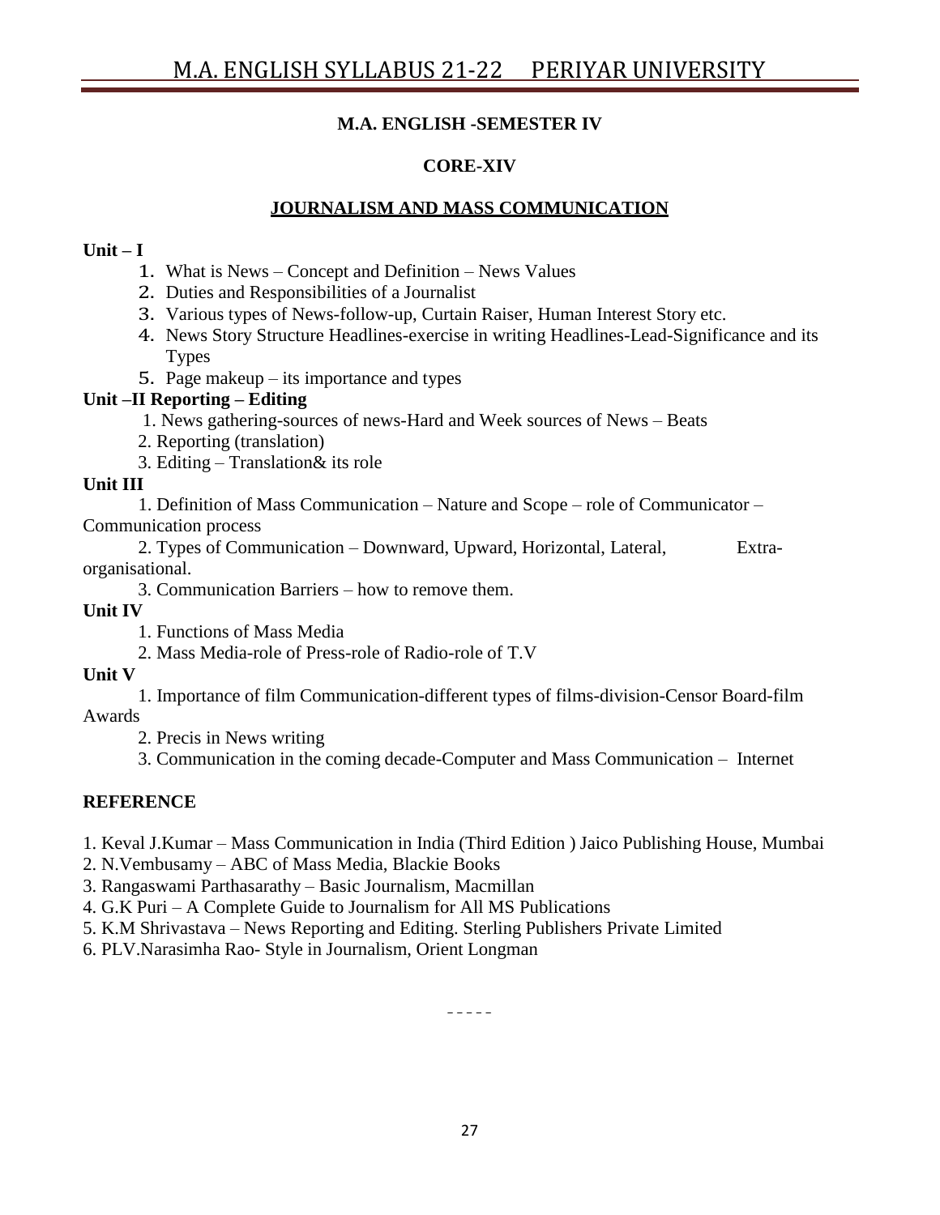**M.A. ENGLISH -SEMESTER IV**

**CORE-XIV**

## JOURNALISM AND MASS COMMUNICATION

**Unit – I**

1. What is News – Concept and Definition – News Values
2. Duties and Responsibilities of a Journalist
3. Various types of News-follow-up, Curtain Raiser, Human Interest Story etc.
4. News Story Structure Headlines-exercise in writing Headlines-Lead-Significance and its Types
5. Page makeup – its importance and types

**Unit –II Reporting – Editing**

1. News gathering-sources of news-Hard and Week sources of News – Beats
2. Reporting (translation)
3. Editing – Translation& its role

**Unit III**

1. Definition of Mass Communication – Nature and Scope – role of Communicator – Communication process
2. Types of Communication – Downward, Upward, Horizontal, Lateral, Extra-organisational.
3. Communication Barriers – how to remove them.

**Unit IV**

1. Functions of Mass Media
2. Mass Media-role of Press-role of Radio-role of T.V

**Unit V**

1. Importance of film Communication-different types of films-division-Censor Board-film Awards
2. Precis in News writing
3. Communication in the coming decade-Computer and Mass Communication – Internet

**REFERENCE**

1. Keval J.Kumar – Mass Communication in India (Third Edition ) Jaico Publishing House, Mumbai
2. N.Vembusamy – ABC of Mass Media, Blackie Books
3. Rangaswami Parthasarathy – Basic Journalism, Macmillan
4. G.K Puri – A Complete Guide to Journalism for All MS Publications
5. K.M Shrivastava – News Reporting and Editing. Sterling Publishers Private Limited
6. PLV.Narasimha Rao- Style in Journalism, Orient Longman

-----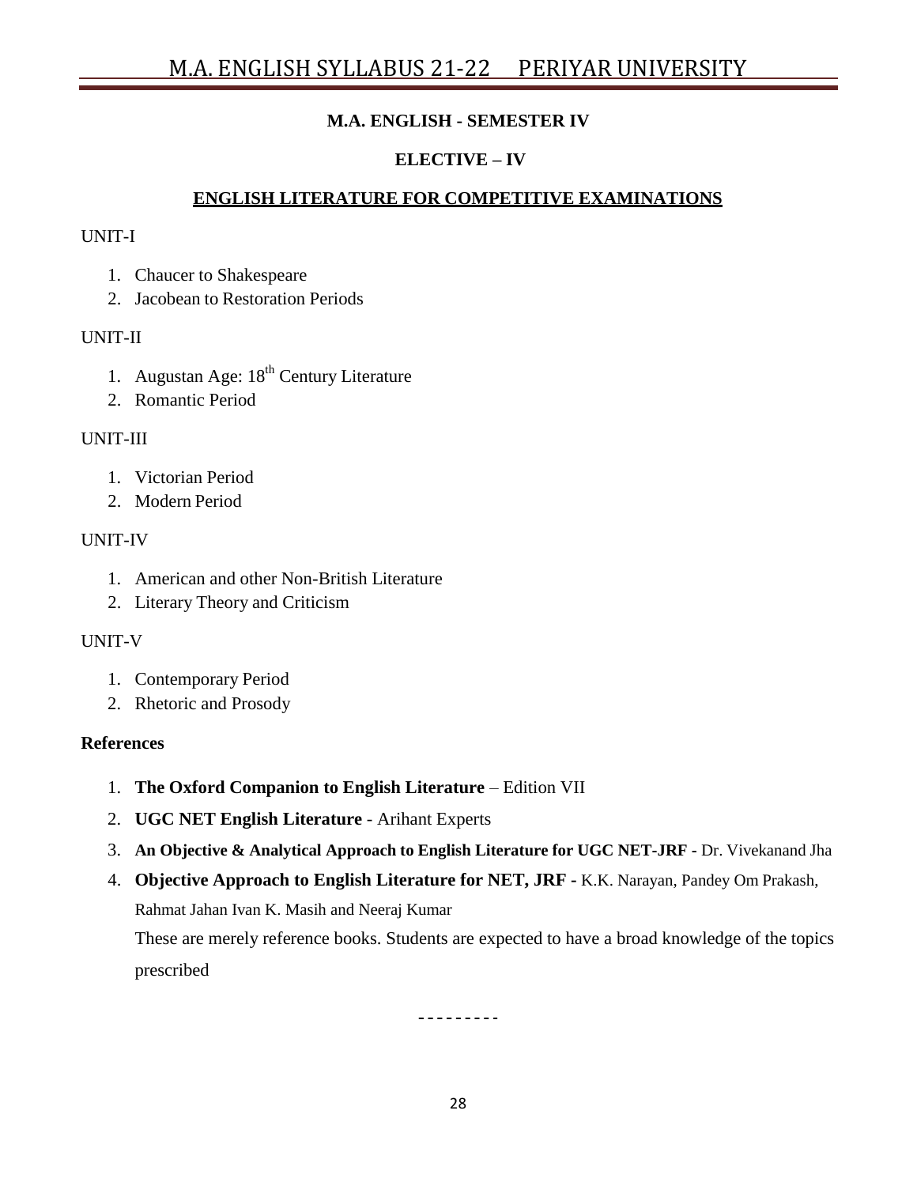## M.A. ENGLISH - SEMESTER IV

## ELECTIVE – IV

## ENGLISH LITERATURE FOR COMPETITIVE EXAMINATIONS

UNIT-I

1. Chaucer to Shakespeare
2. Jacobean to Restoration Periods

UNIT-II

1. Augustan Age: 18th Century Literature
2. Romantic Period

UNIT-III

1. Victorian Period
2. Modern Period

UNIT-IV

1. American and other Non-British Literature
2. Literary Theory and Criticism

UNIT-V

1. Contemporary Period
2. Rhetoric and Prosody

**References**

1. **The Oxford Companion to English Literature** – Edition VII
2. **UGC NET English Literature** - Arihant Experts
3. **An Objective & Analytical Approach to English Literature for UGC NET-JRF -** Dr. Vivekanand Jha
4. **Objective Approach to English Literature for NET, JRF -** K.K. Narayan, Pandey Om Prakash, Rahmat Jahan Ivan K. Masih and Neeraj Kumar

   These are merely reference books. Students are expected to have a broad knowledge of the topics prescribed

---------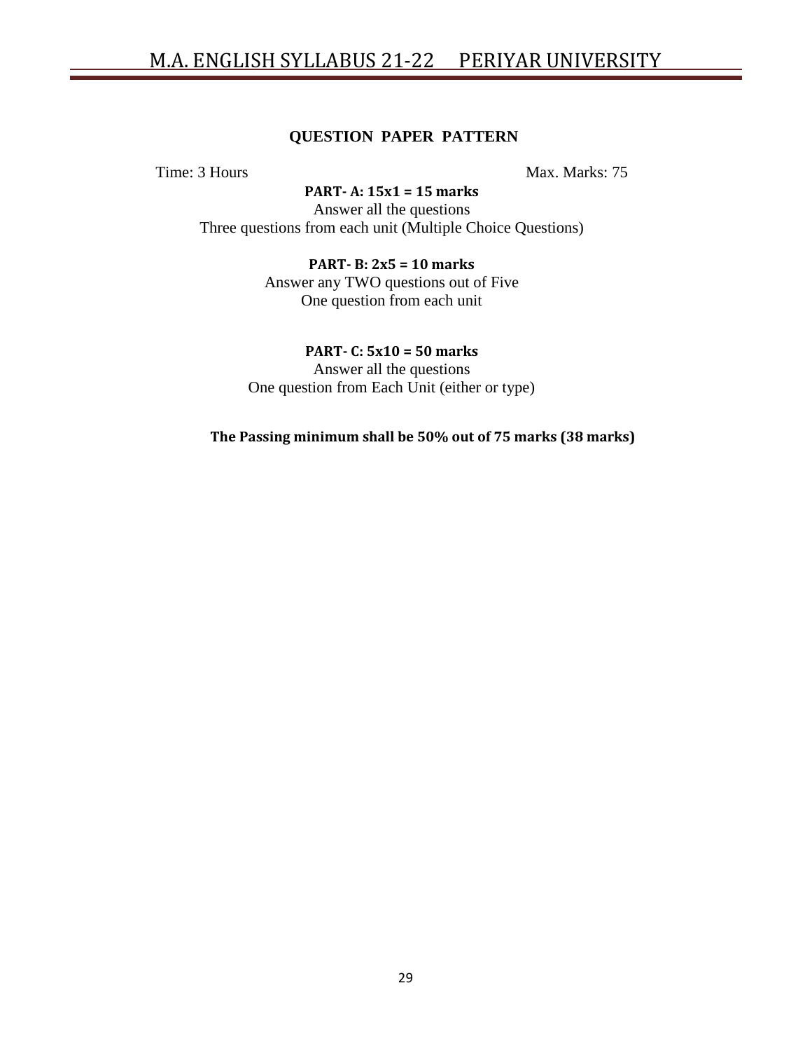## QUESTION PAPER PATTERN

Time: 3 Hours Max. Marks: 75

**PART- A: 15x1 = 15 marks**

Answer all the questions

Three questions from each unit (Multiple Choice Questions)

**PART- B: 2x5 = 10 marks**

Answer any TWO questions out of Five

One question from each unit

**PART- C: 5x10 = 50 marks**

Answer all the questions

One question from Each Unit (either or type)

**The Passing minimum shall be 50% out of 75 marks (38 marks)**